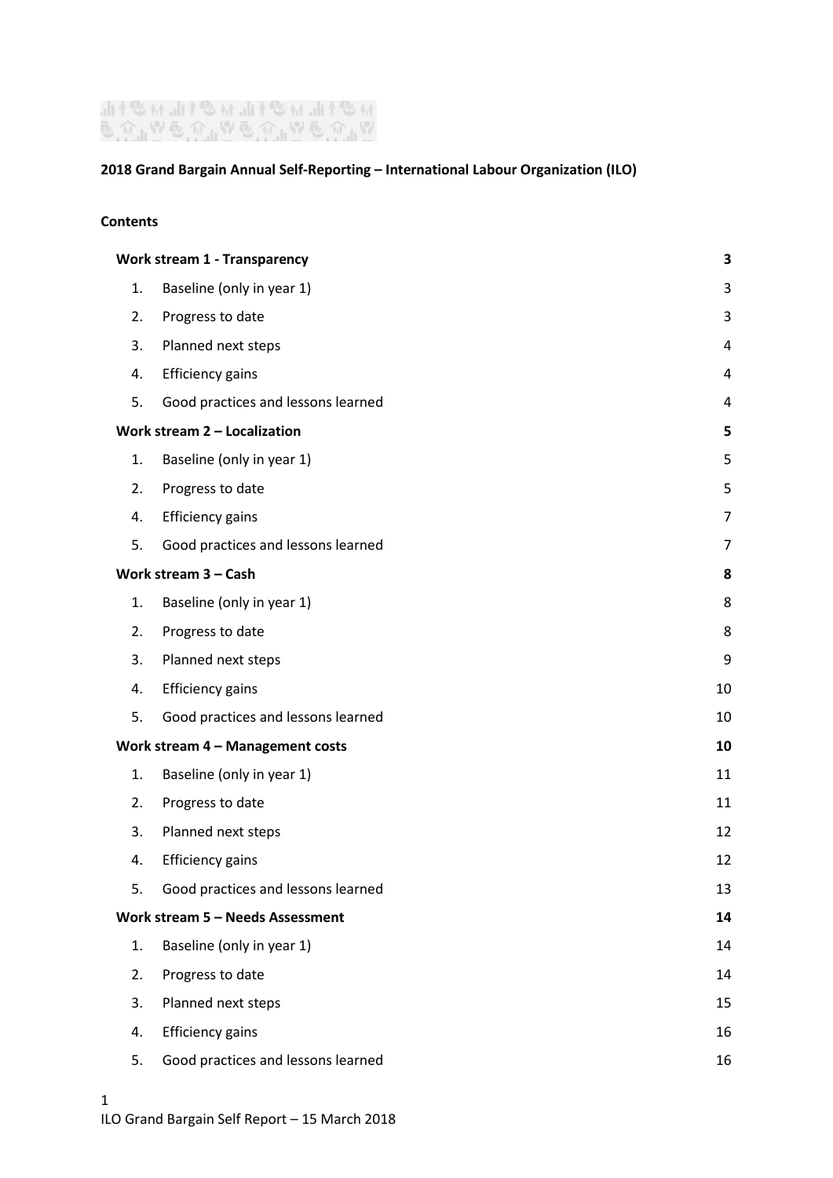**2018 Grand Bargain Annual Self-Reporting – International Labour Organization (ILO)**

**Contents**

| | | |
|---|---|---|
| **Work stream 1 - Transparency** | | **3** |
| 1. | Baseline (only in year 1) | 3 |
| 2. | Progress to date | 3 |
| 3. | Planned next steps | 4 |
| 4. | Efficiency gains | 4 |
| 5. | Good practices and lessons learned | 4 |
| **Work stream 2 – Localization** | | **5** |
| 1. | Baseline (only in year 1) | 5 |
| 2. | Progress to date | 5 |
| 4. | Efficiency gains | 7 |
| 5. | Good practices and lessons learned | 7 |
| **Work stream 3 – Cash** | | **8** |
| 1. | Baseline (only in year 1) | 8 |
| 2. | Progress to date | 8 |
| 3. | Planned next steps | 9 |
| 4. | Efficiency gains | 10 |
| 5. | Good practices and lessons learned | 10 |
| **Work stream 4 – Management costs** | | **10** |
| 1. | Baseline (only in year 1) | 11 |
| 2. | Progress to date | 11 |
| 3. | Planned next steps | 12 |
| 4. | Efficiency gains | 12 |
| 5. | Good practices and lessons learned | 13 |
| **Work stream 5 – Needs Assessment** | | **14** |
| 1. | Baseline (only in year 1) | 14 |
| 2. | Progress to date | 14 |
| 3. | Planned next steps | 15 |
| 4. | Efficiency gains | 16 |
| 5. | Good practices and lessons learned | 16 |

ILO Grand Bargain Self Report – 15 March 2018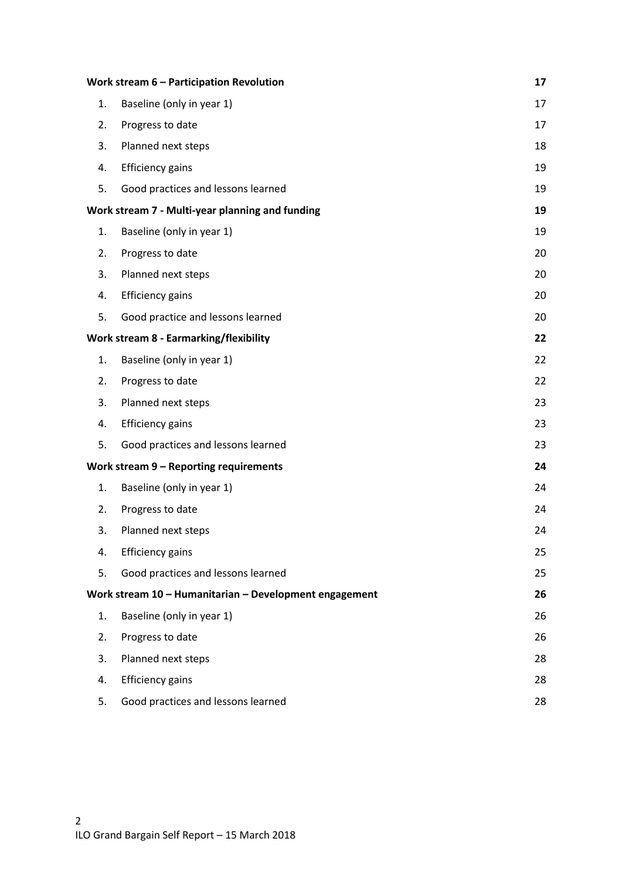**Work stream 6 – Participation Revolution** 17

1. Baseline (only in year 1) 17
2. Progress to date 17
3. Planned next steps 18
4. Efficiency gains 19
5. Good practices and lessons learned 19

**Work stream 7 - Multi-year planning and funding** 19

1. Baseline (only in year 1) 19
2. Progress to date 20
3. Planned next steps 20
4. Efficiency gains 20
5. Good practice and lessons learned 20

**Work stream 8 - Earmarking/flexibility** 22

1. Baseline (only in year 1) 22
2. Progress to date 22
3. Planned next steps 23
4. Efficiency gains 23
5. Good practices and lessons learned 23

**Work stream 9 – Reporting requirements** 24

1. Baseline (only in year 1) 24
2. Progress to date 24
3. Planned next steps 24
4. Efficiency gains 25
5. Good practices and lessons learned 25

**Work stream 10 – Humanitarian – Development engagement** 26

1. Baseline (only in year 1) 26
2. Progress to date 26
3. Planned next steps 28
4. Efficiency gains 28
5. Good practices and lessons learned 28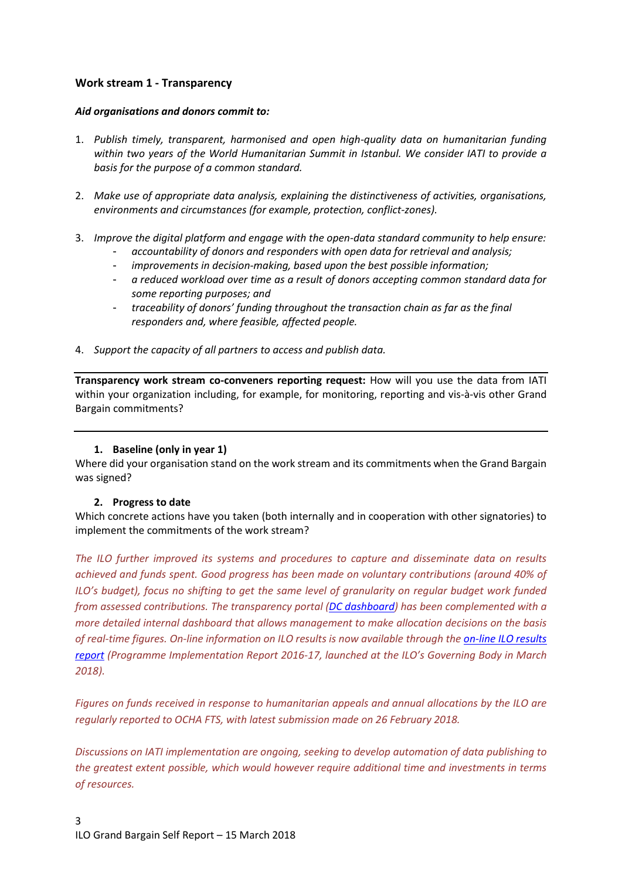### Work stream 1 - Transparency

***Aid organisations and donors commit to:***

1. *Publish timely, transparent, harmonised and open high-quality data on humanitarian funding within two years of the World Humanitarian Summit in Istanbul. We consider IATI to provide a basis for the purpose of a common standard.*

2. *Make use of appropriate data analysis, explaining the distinctiveness of activities, organisations, environments and circumstances (for example, protection, conflict-zones).*

3. *Improve the digital platform and engage with the open-data standard community to help ensure:*
   - *accountability of donors and responders with open data for retrieval and analysis;*
   - *improvements in decision-making, based upon the best possible information;*
   - *a reduced workload over time as a result of donors accepting common standard data for some reporting purposes; and*
   - *traceability of donors' funding throughout the transaction chain as far as the final responders and, where feasible, affected people.*

4. *Support the capacity of all partners to access and publish data.*

---

**Transparency work stream co-conveners reporting request:** How will you use the data from IATI within your organization including, for example, for monitoring, reporting and vis-à-vis other Grand Bargain commitments?

---

#### 1. Baseline (only in year 1)

Where did your organisation stand on the work stream and its commitments when the Grand Bargain was signed?

#### 2. Progress to date

Which concrete actions have you taken (both internally and in cooperation with other signatories) to implement the commitments of the work stream?

*The ILO further improved its systems and procedures to capture and disseminate data on results achieved and funds spent. Good progress has been made on voluntary contributions (around 40% of ILO's budget), focus no shifting to get the same level of granularity on regular budget work funded from assessed contributions. The transparency portal ([DC dashboard]) has been complemented with a more detailed internal dashboard that allows management to make allocation decisions on the basis of real-time figures. On-line information on ILO results is now available through the [on-line ILO results report] (Programme Implementation Report 2016-17, launched at the ILO's Governing Body in March 2018).*

*Figures on funds received in response to humanitarian appeals and annual allocations by the ILO are regularly reported to OCHA FTS, with latest submission made on 26 February 2018.*

*Discussions on IATI implementation are ongoing, seeking to develop automation of data publishing to the greatest extent possible, which would however require additional time and investments in terms of resources.*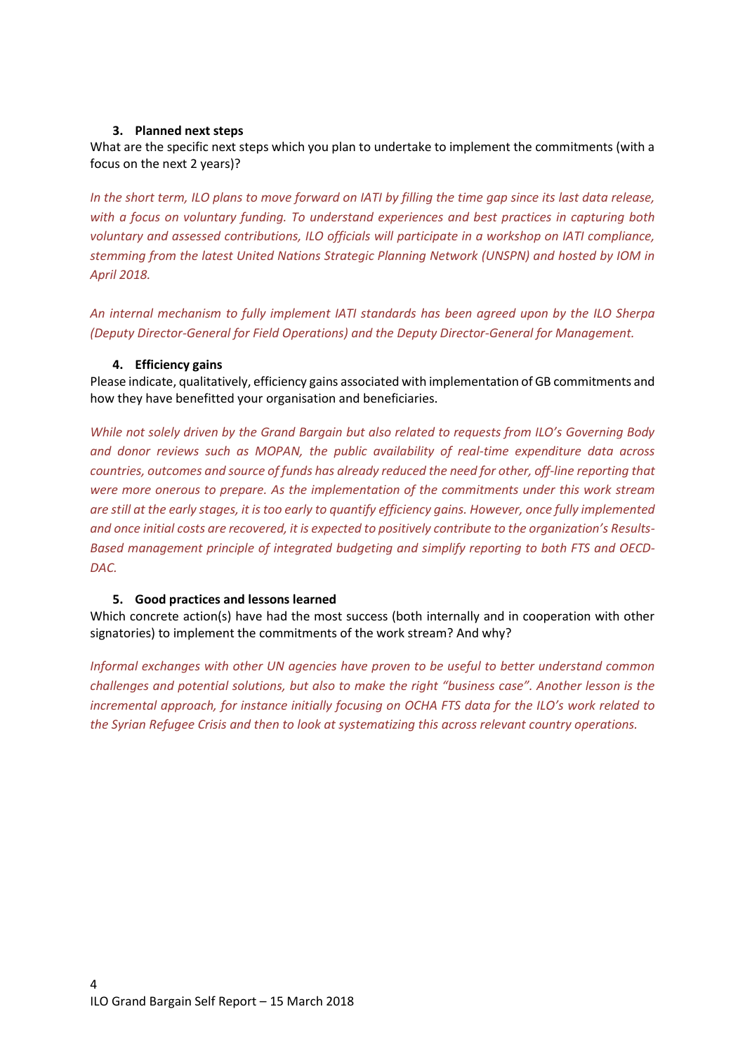**3. Planned next steps**

What are the specific next steps which you plan to undertake to implement the commitments (with a focus on the next 2 years)?

*In the short term, ILO plans to move forward on IATI by filling the time gap since its last data release, with a focus on voluntary funding. To understand experiences and best practices in capturing both voluntary and assessed contributions, ILO officials will participate in a workshop on IATI compliance, stemming from the latest United Nations Strategic Planning Network (UNSPN) and hosted by IOM in April 2018.*

*An internal mechanism to fully implement IATI standards has been agreed upon by the ILO Sherpa (Deputy Director-General for Field Operations) and the Deputy Director-General for Management.*

**4. Efficiency gains**

Please indicate, qualitatively, efficiency gains associated with implementation of GB commitments and how they have benefitted your organisation and beneficiaries.

*While not solely driven by the Grand Bargain but also related to requests from ILO's Governing Body and donor reviews such as MOPAN, the public availability of real-time expenditure data across countries, outcomes and source of funds has already reduced the need for other, off-line reporting that were more onerous to prepare. As the implementation of the commitments under this work stream are still at the early stages, it is too early to quantify efficiency gains. However, once fully implemented and once initial costs are recovered, it is expected to positively contribute to the organization's Results-Based management principle of integrated budgeting and simplify reporting to both FTS and OECD-DAC.*

**5. Good practices and lessons learned**

Which concrete action(s) have had the most success (both internally and in cooperation with other signatories) to implement the commitments of the work stream? And why?

*Informal exchanges with other UN agencies have proven to be useful to better understand common challenges and potential solutions, but also to make the right "business case". Another lesson is the incremental approach, for instance initially focusing on OCHA FTS data for the ILO's work related to the Syrian Refugee Crisis and then to look at systematizing this across relevant country operations.*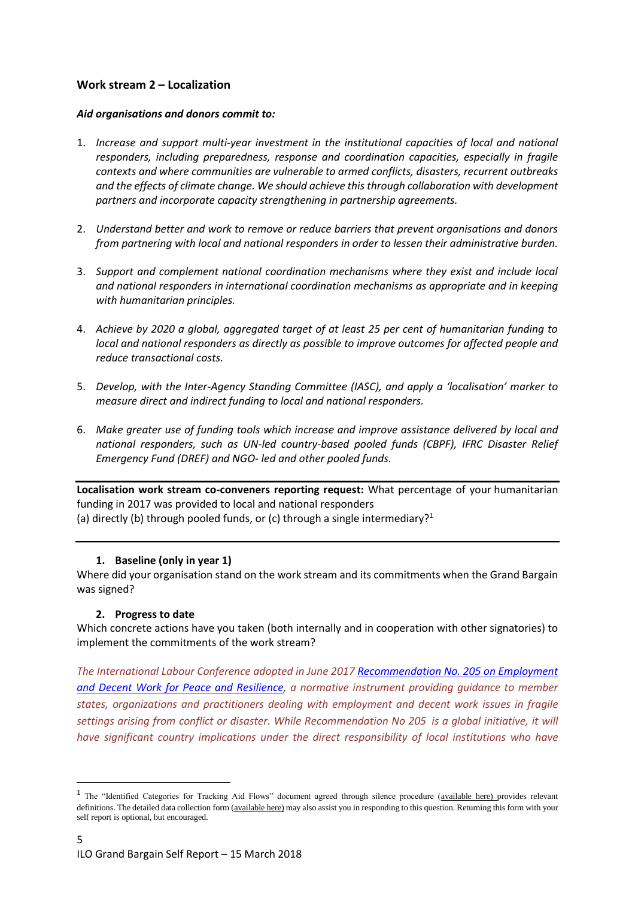## Work stream 2 – Localization

***Aid organisations and donors commit to:***

1. *Increase and support multi-year investment in the institutional capacities of local and national responders, including preparedness, response and coordination capacities, especially in fragile contexts and where communities are vulnerable to armed conflicts, disasters, recurrent outbreaks and the effects of climate change. We should achieve this through collaboration with development partners and incorporate capacity strengthening in partnership agreements.*

2. *Understand better and work to remove or reduce barriers that prevent organisations and donors from partnering with local and national responders in order to lessen their administrative burden.*

3. *Support and complement national coordination mechanisms where they exist and include local and national responders in international coordination mechanisms as appropriate and in keeping with humanitarian principles.*

4. *Achieve by 2020 a global, aggregated target of at least 25 per cent of humanitarian funding to local and national responders as directly as possible to improve outcomes for affected people and reduce transactional costs.*

5. *Develop, with the Inter-Agency Standing Committee (IASC), and apply a 'localisation' marker to measure direct and indirect funding to local and national responders.*

6. *Make greater use of funding tools which increase and improve assistance delivered by local and national responders, such as UN-led country-based pooled funds (CBPF), IFRC Disaster Relief Emergency Fund (DREF) and NGO- led and other pooled funds.*

---

**Localisation work stream co-conveners reporting request:** What percentage of your humanitarian funding in 2017 was provided to local and national responders
(a) directly (b) through pooled funds, or (c) through a single intermediary?[1]

---

**1. Baseline (only in year 1)**

Where did your organisation stand on the work stream and its commitments when the Grand Bargain was signed?

**2. Progress to date**

Which concrete actions have you taken (both internally and in cooperation with other signatories) to implement the commitments of the work stream?

*The International Labour Conference adopted in June 2017 [Recommendation No. 205 on Employment and Decent Work for Peace and Resilience](), a normative instrument providing guidance to member states, organizations and practitioners dealing with employment and decent work issues in fragile settings arising from conflict or disaster. While Recommendation No 205 is a global initiative, it will have significant country implications under the direct responsibility of local institutions who have*

---

[1] The "Identified Categories for Tracking Aid Flows" document agreed through silence procedure (available here) provides relevant definitions. The detailed data collection form (available here) may also assist you in responding to this question. Returning this form with your self report is optional, but encouraged.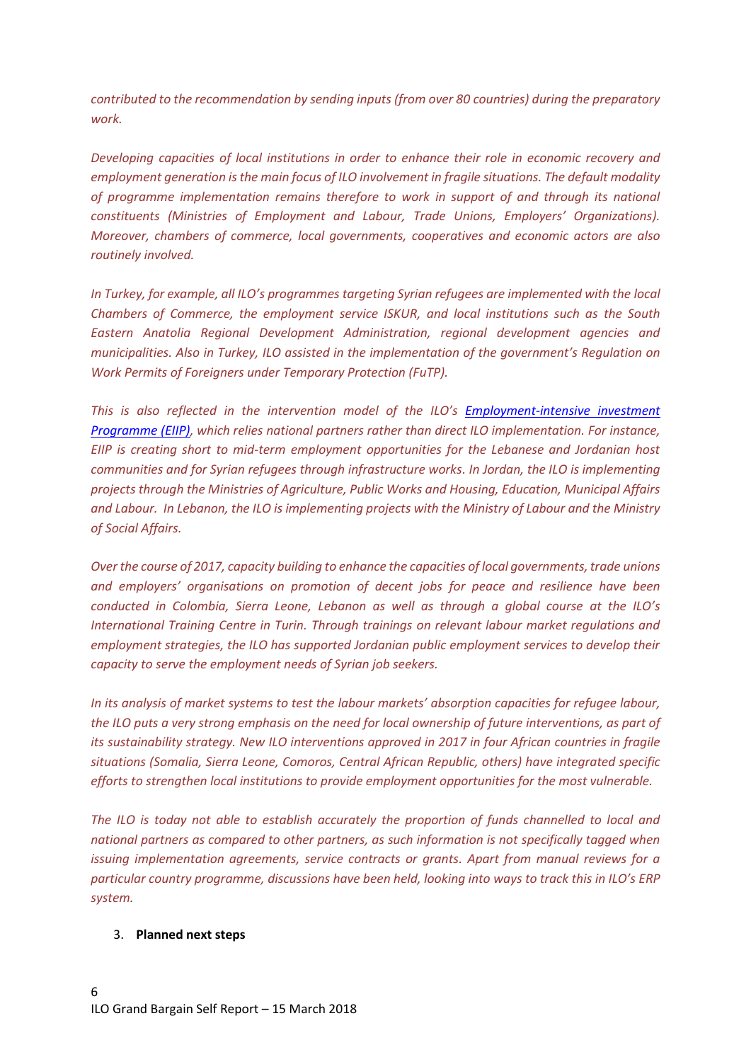*contributed to the recommendation by sending inputs (from over 80 countries) during the preparatory work.*

*Developing capacities of local institutions in order to enhance their role in economic recovery and employment generation is the main focus of ILO involvement in fragile situations. The default modality of programme implementation remains therefore to work in support of and through its national constituents (Ministries of Employment and Labour, Trade Unions, Employers' Organizations). Moreover, chambers of commerce, local governments, cooperatives and economic actors are also routinely involved.*

*In Turkey, for example, all ILO's programmes targeting Syrian refugees are implemented with the local Chambers of Commerce, the employment service ISKUR, and local institutions such as the South Eastern Anatolia Regional Development Administration, regional development agencies and municipalities. Also in Turkey, ILO assisted in the implementation of the government's Regulation on Work Permits of Foreigners under Temporary Protection (FuTP).*

*This is also reflected in the intervention model of the ILO's [Employment-intensive investment Programme (EIIP)](), which relies national partners rather than direct ILO implementation. For instance, EIIP is creating short to mid-term employment opportunities for the Lebanese and Jordanian host communities and for Syrian refugees through infrastructure works. In Jordan, the ILO is implementing projects through the Ministries of Agriculture, Public Works and Housing, Education, Municipal Affairs and Labour. In Lebanon, the ILO is implementing projects with the Ministry of Labour and the Ministry of Social Affairs.*

*Over the course of 2017, capacity building to enhance the capacities of local governments, trade unions and employers' organisations on promotion of decent jobs for peace and resilience have been conducted in Colombia, Sierra Leone, Lebanon as well as through a global course at the ILO's International Training Centre in Turin. Through trainings on relevant labour market regulations and employment strategies, the ILO has supported Jordanian public employment services to develop their capacity to serve the employment needs of Syrian job seekers.*

*In its analysis of market systems to test the labour markets' absorption capacities for refugee labour, the ILO puts a very strong emphasis on the need for local ownership of future interventions, as part of its sustainability strategy. New ILO interventions approved in 2017 in four African countries in fragile situations (Somalia, Sierra Leone, Comoros, Central African Republic, others) have integrated specific efforts to strengthen local institutions to provide employment opportunities for the most vulnerable.*

*The ILO is today not able to establish accurately the proportion of funds channelled to local and national partners as compared to other partners, as such information is not specifically tagged when issuing implementation agreements, service contracts or grants. Apart from manual reviews for a particular country programme, discussions have been held, looking into ways to track this in ILO's ERP system.*

3. **Planned next steps**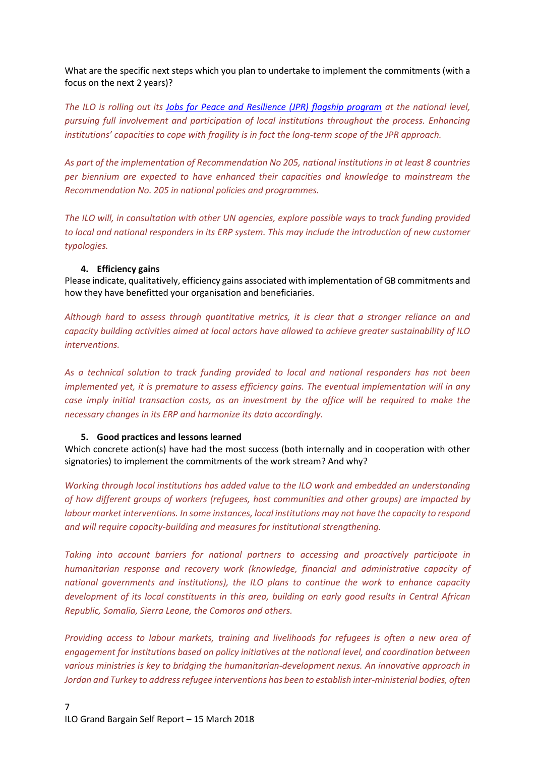What are the specific next steps which you plan to undertake to implement the commitments (with a focus on the next 2 years)?

*The ILO is rolling out its [Jobs for Peace and Resilience (JPR) flagship program](#) at the national level, pursuing full involvement and participation of local institutions throughout the process. Enhancing institutions' capacities to cope with fragility is in fact the long-term scope of the JPR approach.*

*As part of the implementation of Recommendation No 205, national institutions in at least 8 countries per biennium are expected to have enhanced their capacities and knowledge to mainstream the Recommendation No. 205 in national policies and programmes.*

*The ILO will, in consultation with other UN agencies, explore possible ways to track funding provided to local and national responders in its ERP system. This may include the introduction of new customer typologies.*

### 4. Efficiency gains

Please indicate, qualitatively, efficiency gains associated with implementation of GB commitments and how they have benefitted your organisation and beneficiaries.

*Although hard to assess through quantitative metrics, it is clear that a stronger reliance on and capacity building activities aimed at local actors have allowed to achieve greater sustainability of ILO interventions.*

*As a technical solution to track funding provided to local and national responders has not been implemented yet, it is premature to assess efficiency gains. The eventual implementation will in any case imply initial transaction costs, as an investment by the office will be required to make the necessary changes in its ERP and harmonize its data accordingly.*

### 5. Good practices and lessons learned

Which concrete action(s) have had the most success (both internally and in cooperation with other signatories) to implement the commitments of the work stream? And why?

*Working through local institutions has added value to the ILO work and embedded an understanding of how different groups of workers (refugees, host communities and other groups) are impacted by labour market interventions. In some instances, local institutions may not have the capacity to respond and will require capacity-building and measures for institutional strengthening.*

*Taking into account barriers for national partners to accessing and proactively participate in humanitarian response and recovery work (knowledge, financial and administrative capacity of national governments and institutions), the ILO plans to continue the work to enhance capacity development of its local constituents in this area, building on early good results in Central African Republic, Somalia, Sierra Leone, the Comoros and others.*

*Providing access to labour markets, training and livelihoods for refugees is often a new area of engagement for institutions based on policy initiatives at the national level, and coordination between various ministries is key to bridging the humanitarian-development nexus. An innovative approach in Jordan and Turkey to address refugee interventions has been to establish inter-ministerial bodies, often*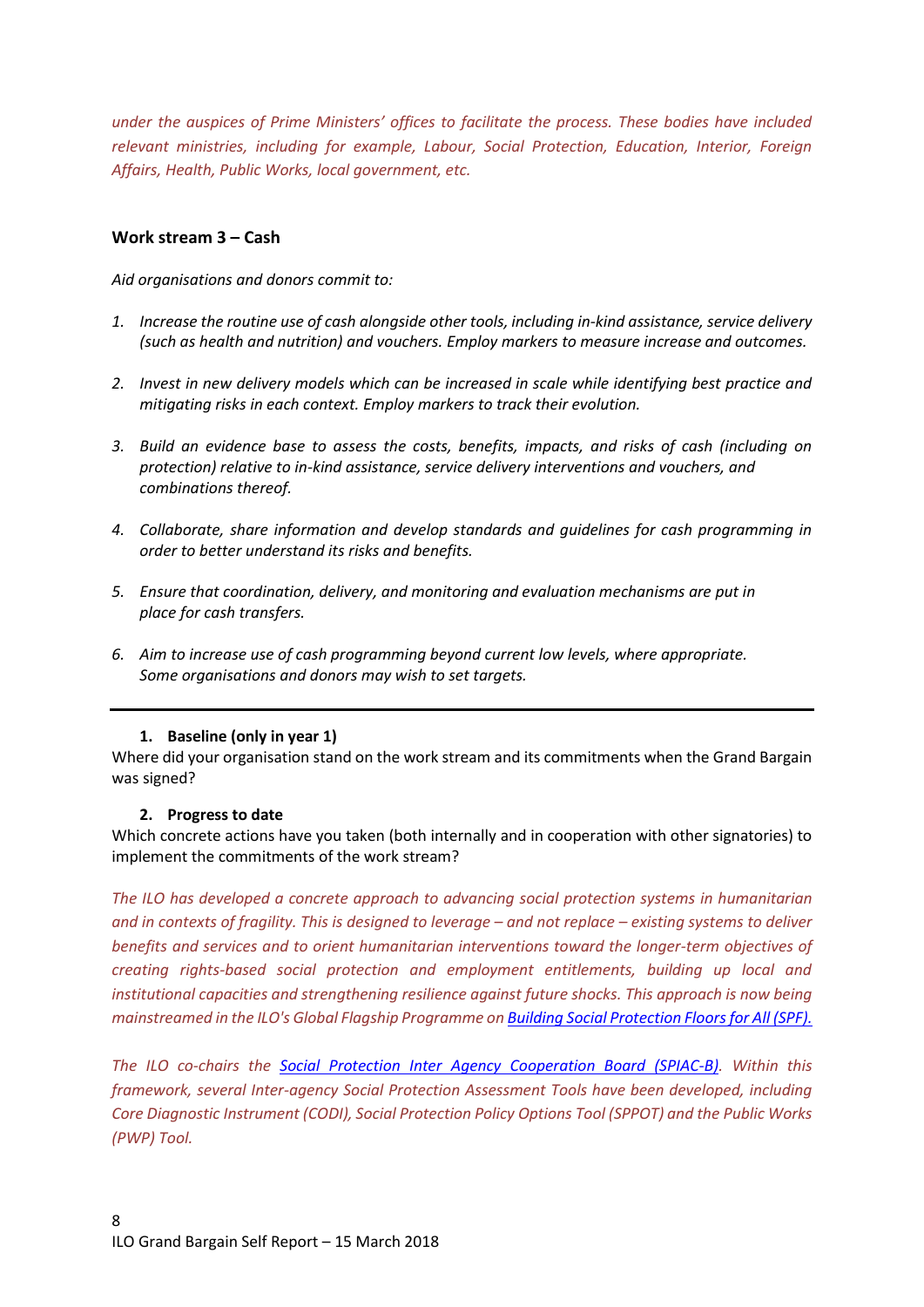*under the auspices of Prime Ministers' offices to facilitate the process. These bodies have included relevant ministries, including for example, Labour, Social Protection, Education, Interior, Foreign Affairs, Health, Public Works, local government, etc.*

#### Work stream 3 – Cash

*Aid organisations and donors commit to:*

1. *Increase the routine use of cash alongside other tools, including in-kind assistance, service delivery (such as health and nutrition) and vouchers. Employ markers to measure increase and outcomes.*

2. *Invest in new delivery models which can be increased in scale while identifying best practice and mitigating risks in each context. Employ markers to track their evolution.*

3. *Build an evidence base to assess the costs, benefits, impacts, and risks of cash (including on protection) relative to in-kind assistance, service delivery interventions and vouchers, and combinations thereof.*

4. *Collaborate, share information and develop standards and guidelines for cash programming in order to better understand its risks and benefits.*

5. *Ensure that coordination, delivery, and monitoring and evaluation mechanisms are put in place for cash transfers.*

6. *Aim to increase use of cash programming beyond current low levels, where appropriate. Some organisations and donors may wish to set targets.*

---

1. **Baseline (only in year 1)**

Where did your organisation stand on the work stream and its commitments when the Grand Bargain was signed?

2. **Progress to date**

Which concrete actions have you taken (both internally and in cooperation with other signatories) to implement the commitments of the work stream?

*The ILO has developed a concrete approach to advancing social protection systems in humanitarian and in contexts of fragility. This is designed to leverage – and not replace – existing systems to deliver benefits and services and to orient humanitarian interventions toward the longer-term objectives of creating rights-based social protection and employment entitlements, building up local and institutional capacities and strengthening resilience against future shocks. This approach is now being mainstreamed in the ILO's Global Flagship Programme on [Building Social Protection Floors for All (SPF).]()*

*The ILO co-chairs the [Social Protection Inter Agency Cooperation Board (SPIAC-B)](). Within this framework, several Inter-agency Social Protection Assessment Tools have been developed, including Core Diagnostic Instrument (CODI), Social Protection Policy Options Tool (SPPOT) and the Public Works (PWP) Tool.*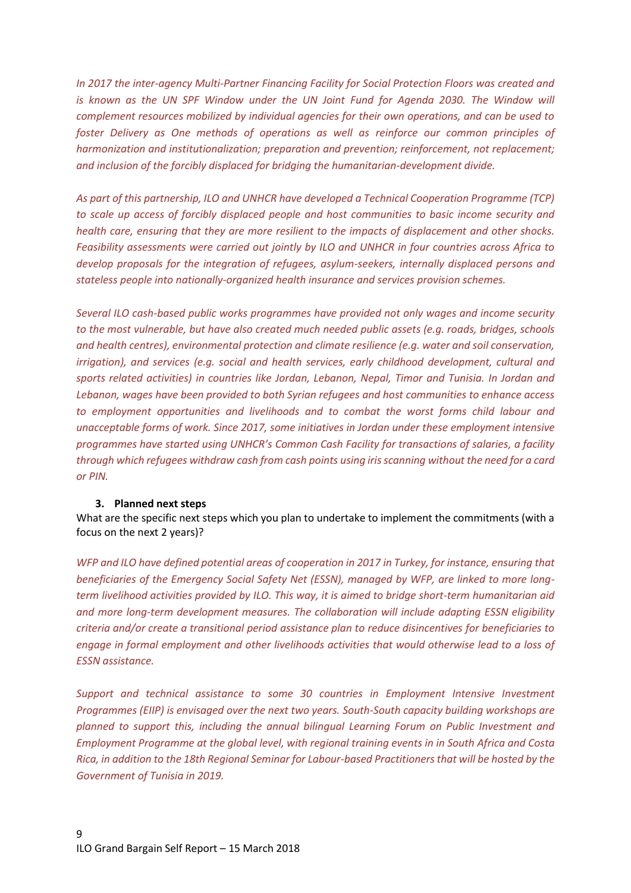*In 2017 the inter-agency Multi-Partner Financing Facility for Social Protection Floors was created and is known as the UN SPF Window under the UN Joint Fund for Agenda 2030. The Window will complement resources mobilized by individual agencies for their own operations, and can be used to foster Delivery as One methods of operations as well as reinforce our common principles of harmonization and institutionalization; preparation and prevention; reinforcement, not replacement; and inclusion of the forcibly displaced for bridging the humanitarian-development divide.*

*As part of this partnership, ILO and UNHCR have developed a Technical Cooperation Programme (TCP) to scale up access of forcibly displaced people and host communities to basic income security and health care, ensuring that they are more resilient to the impacts of displacement and other shocks. Feasibility assessments were carried out jointly by ILO and UNHCR in four countries across Africa to develop proposals for the integration of refugees, asylum-seekers, internally displaced persons and stateless people into nationally-organized health insurance and services provision schemes.*

*Several ILO cash-based public works programmes have provided not only wages and income security to the most vulnerable, but have also created much needed public assets (e.g. roads, bridges, schools and health centres), environmental protection and climate resilience (e.g. water and soil conservation, irrigation), and services (e.g. social and health services, early childhood development, cultural and sports related activities) in countries like Jordan, Lebanon, Nepal, Timor and Tunisia. In Jordan and Lebanon, wages have been provided to both Syrian refugees and host communities to enhance access to employment opportunities and livelihoods and to combat the worst forms child labour and unacceptable forms of work. Since 2017, some initiatives in Jordan under these employment intensive programmes have started using UNHCR's Common Cash Facility for transactions of salaries, a facility through which refugees withdraw cash from cash points using iris scanning without the need for a card or PIN.*

**3. Planned next steps**

What are the specific next steps which you plan to undertake to implement the commitments (with a focus on the next 2 years)?

*WFP and ILO have defined potential areas of cooperation in 2017 in Turkey, for instance, ensuring that beneficiaries of the Emergency Social Safety Net (ESSN), managed by WFP, are linked to more long-term livelihood activities provided by ILO. This way, it is aimed to bridge short-term humanitarian aid and more long-term development measures. The collaboration will include adapting ESSN eligibility criteria and/or create a transitional period assistance plan to reduce disincentives for beneficiaries to engage in formal employment and other livelihoods activities that would otherwise lead to a loss of ESSN assistance.*

*Support and technical assistance to some 30 countries in Employment Intensive Investment Programmes (EIIP) is envisaged over the next two years. South-South capacity building workshops are planned to support this, including the annual bilingual Learning Forum on Public Investment and Employment Programme at the global level, with regional training events in in South Africa and Costa Rica, in addition to the 18th Regional Seminar for Labour-based Practitioners that will be hosted by the Government of Tunisia in 2019.*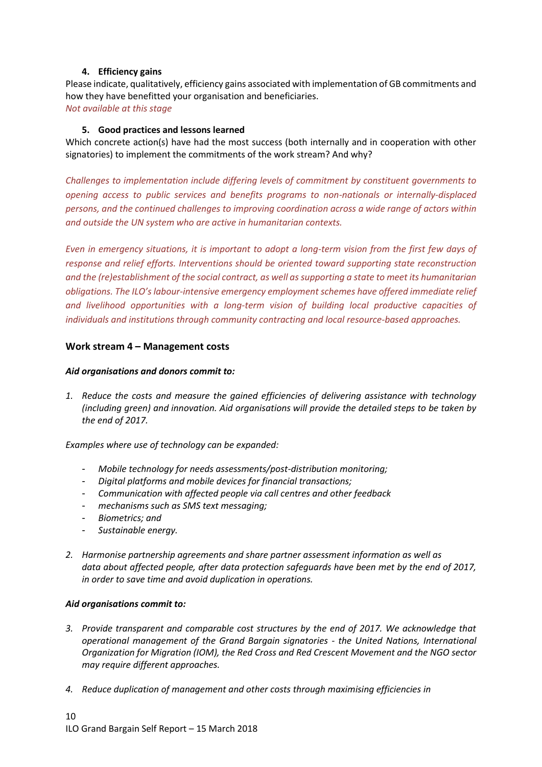#### 4. Efficiency gains

Please indicate, qualitatively, efficiency gains associated with implementation of GB commitments and how they have benefitted your organisation and beneficiaries.

*Not available at this stage*

#### 5. Good practices and lessons learned

Which concrete action(s) have had the most success (both internally and in cooperation with other signatories) to implement the commitments of the work stream? And why?

*Challenges to implementation include differing levels of commitment by constituent governments to opening access to public services and benefits programs to non-nationals or internally-displaced persons, and the continued challenges to improving coordination across a wide range of actors within and outside the UN system who are active in humanitarian contexts.*

*Even in emergency situations, it is important to adopt a long-term vision from the first few days of response and relief efforts. Interventions should be oriented toward supporting state reconstruction and the (re)establishment of the social contract, as well as supporting a state to meet its humanitarian obligations. The ILO's labour-intensive emergency employment schemes have offered immediate relief and livelihood opportunities with a long-term vision of building local productive capacities of individuals and institutions through community contracting and local resource-based approaches.*

### Work stream 4 – Management costs

***Aid organisations and donors commit to:***

1. *Reduce the costs and measure the gained efficiencies of delivering assistance with technology (including green) and innovation. Aid organisations will provide the detailed steps to be taken by the end of 2017.*

*Examples where use of technology can be expanded:*

- *Mobile technology for needs assessments/post-distribution monitoring;*
- *Digital platforms and mobile devices for financial transactions;*
- *Communication with affected people via call centres and other feedback*
- *mechanisms such as SMS text messaging;*
- *Biometrics; and*
- *Sustainable energy.*

2. *Harmonise partnership agreements and share partner assessment information as well as data about affected people, after data protection safeguards have been met by the end of 2017, in order to save time and avoid duplication in operations.*

***Aid organisations commit to:***

3. *Provide transparent and comparable cost structures by the end of 2017. We acknowledge that operational management of the Grand Bargain signatories - the United Nations, International Organization for Migration (IOM), the Red Cross and Red Crescent Movement and the NGO sector may require different approaches.*

4. *Reduce duplication of management and other costs through maximising efficiencies in*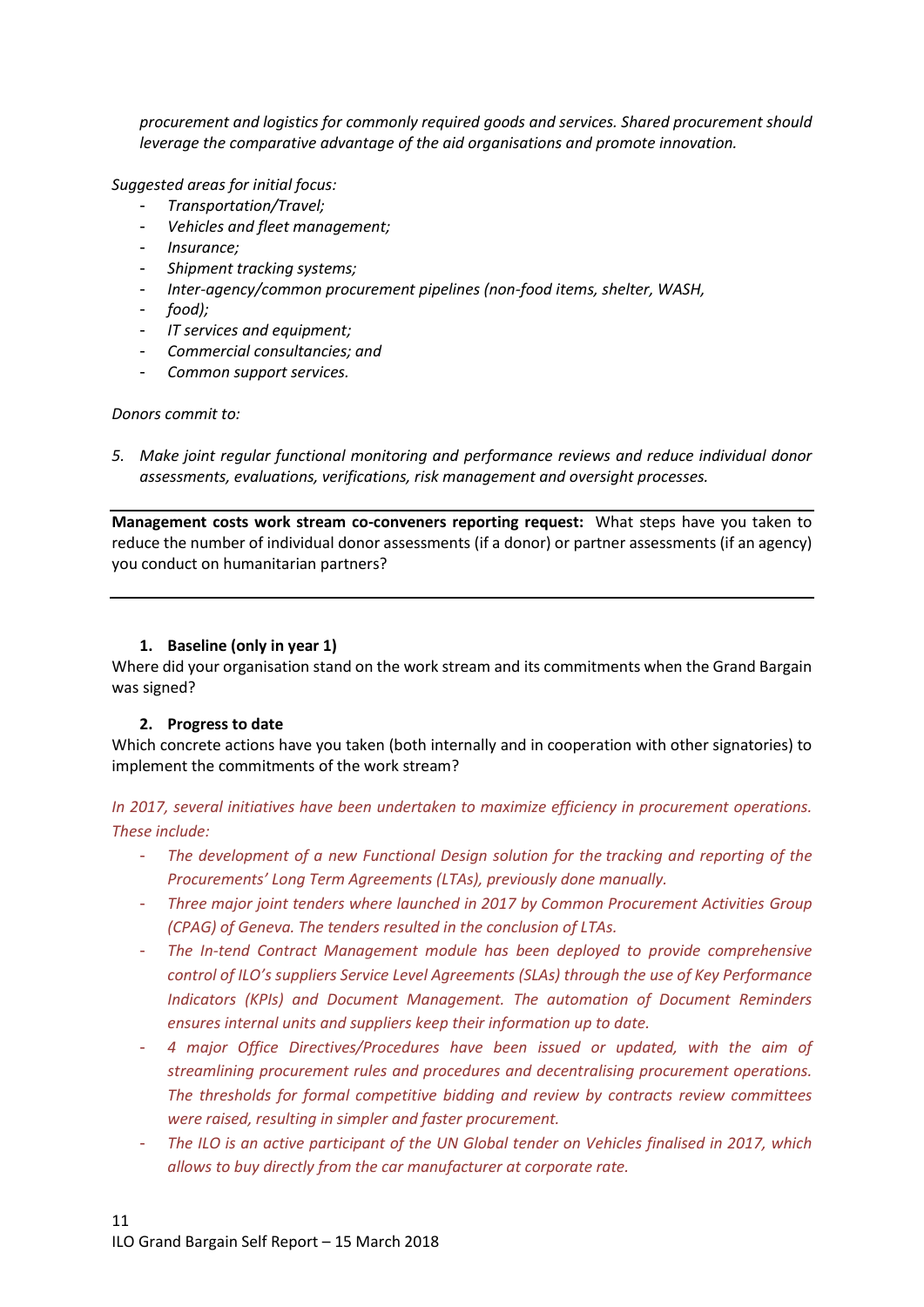*procurement and logistics for commonly required goods and services. Shared procurement should leverage the comparative advantage of the aid organisations and promote innovation.*

*Suggested areas for initial focus:*

- *Transportation/Travel;*
- *Vehicles and fleet management;*
- *Insurance;*
- *Shipment tracking systems;*
- *Inter-agency/common procurement pipelines (non-food items, shelter, WASH,*
- *food);*
- *IT services and equipment;*
- *Commercial consultancies; and*
- *Common support services.*

*Donors commit to:*

5. *Make joint regular functional monitoring and performance reviews and reduce individual donor assessments, evaluations, verifications, risk management and oversight processes.*

---

**Management costs work stream co-conveners reporting request:** What steps have you taken to reduce the number of individual donor assessments (if a donor) or partner assessments (if an agency) you conduct on humanitarian partners?

---

1. **Baseline (only in year 1)**

Where did your organisation stand on the work stream and its commitments when the Grand Bargain was signed?

2. **Progress to date**

Which concrete actions have you taken (both internally and in cooperation with other signatories) to implement the commitments of the work stream?

*In 2017, several initiatives have been undertaken to maximize efficiency in procurement operations. These include:*

- *The development of a new Functional Design solution for the tracking and reporting of the Procurements' Long Term Agreements (LTAs), previously done manually.*
- *Three major joint tenders where launched in 2017 by Common Procurement Activities Group (CPAG) of Geneva. The tenders resulted in the conclusion of LTAs.*
- *The In-tend Contract Management module has been deployed to provide comprehensive control of ILO's suppliers Service Level Agreements (SLAs) through the use of Key Performance Indicators (KPIs) and Document Management. The automation of Document Reminders ensures internal units and suppliers keep their information up to date.*
- *4 major Office Directives/Procedures have been issued or updated, with the aim of streamlining procurement rules and procedures and decentralising procurement operations. The thresholds for formal competitive bidding and review by contracts review committees were raised, resulting in simpler and faster procurement.*
- *The ILO is an active participant of the UN Global tender on Vehicles finalised in 2017, which allows to buy directly from the car manufacturer at corporate rate.*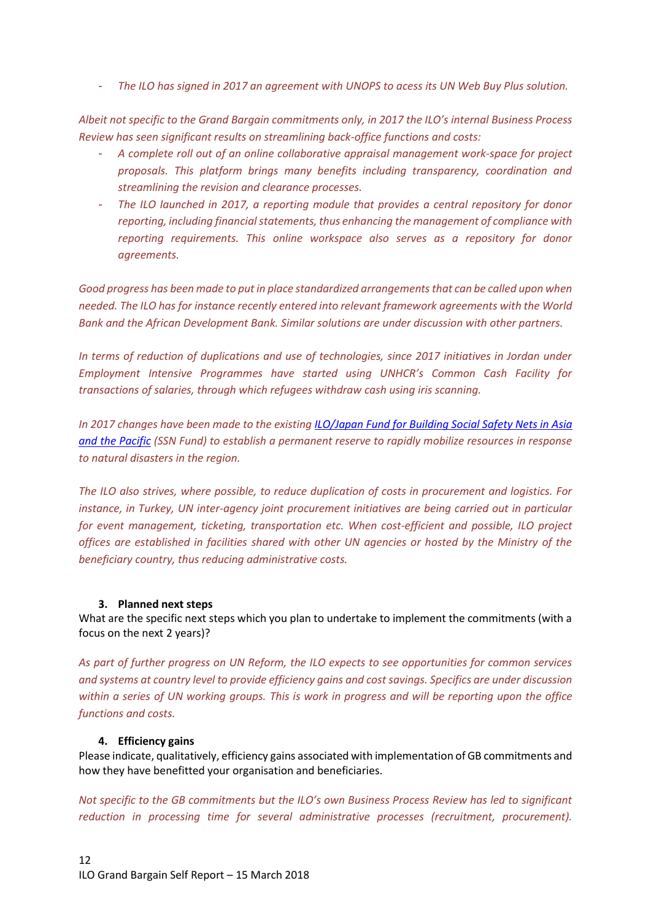- *The ILO has signed in 2017 an agreement with UNOPS to acess its UN Web Buy Plus solution.*

*Albeit not specific to the Grand Bargain commitments only, in 2017 the ILO's internal Business Process Review has seen significant results on streamlining back-office functions and costs:*

- *A complete roll out of an online collaborative appraisal management work-space for project proposals. This platform brings many benefits including transparency, coordination and streamlining the revision and clearance processes.*
- *The ILO launched in 2017, a reporting module that provides a central repository for donor reporting, including financial statements, thus enhancing the management of compliance with reporting requirements. This online workspace also serves as a repository for donor agreements.*

*Good progress has been made to put in place standardized arrangements that can be called upon when needed. The ILO has for instance recently entered into relevant framework agreements with the World Bank and the African Development Bank. Similar solutions are under discussion with other partners.*

*In terms of reduction of duplications and use of technologies, since 2017 initiatives in Jordan under Employment Intensive Programmes have started using UNHCR's Common Cash Facility for transactions of salaries, through which refugees withdraw cash using iris scanning.*

*In 2017 changes have been made to the existing [ILO/Japan Fund for Building Social Safety Nets in Asia and the Pacific] (SSN Fund) to establish a permanent reserve to rapidly mobilize resources in response to natural disasters in the region.*

*The ILO also strives, where possible, to reduce duplication of costs in procurement and logistics. For instance, in Turkey, UN inter-agency joint procurement initiatives are being carried out in particular for event management, ticketing, transportation etc. When cost-efficient and possible, ILO project offices are established in facilities shared with other UN agencies or hosted by the Ministry of the beneficiary country, thus reducing administrative costs.*

### 3. Planned next steps

What are the specific next steps which you plan to undertake to implement the commitments (with a focus on the next 2 years)?

*As part of further progress on UN Reform, the ILO expects to see opportunities for common services and systems at country level to provide efficiency gains and cost savings. Specifics are under discussion within a series of UN working groups. This is work in progress and will be reporting upon the office functions and costs.*

### 4. Efficiency gains

Please indicate, qualitatively, efficiency gains associated with implementation of GB commitments and how they have benefitted your organisation and beneficiaries.

*Not specific to the GB commitments but the ILO's own Business Process Review has led to significant reduction in processing time for several administrative processes (recruitment, procurement).*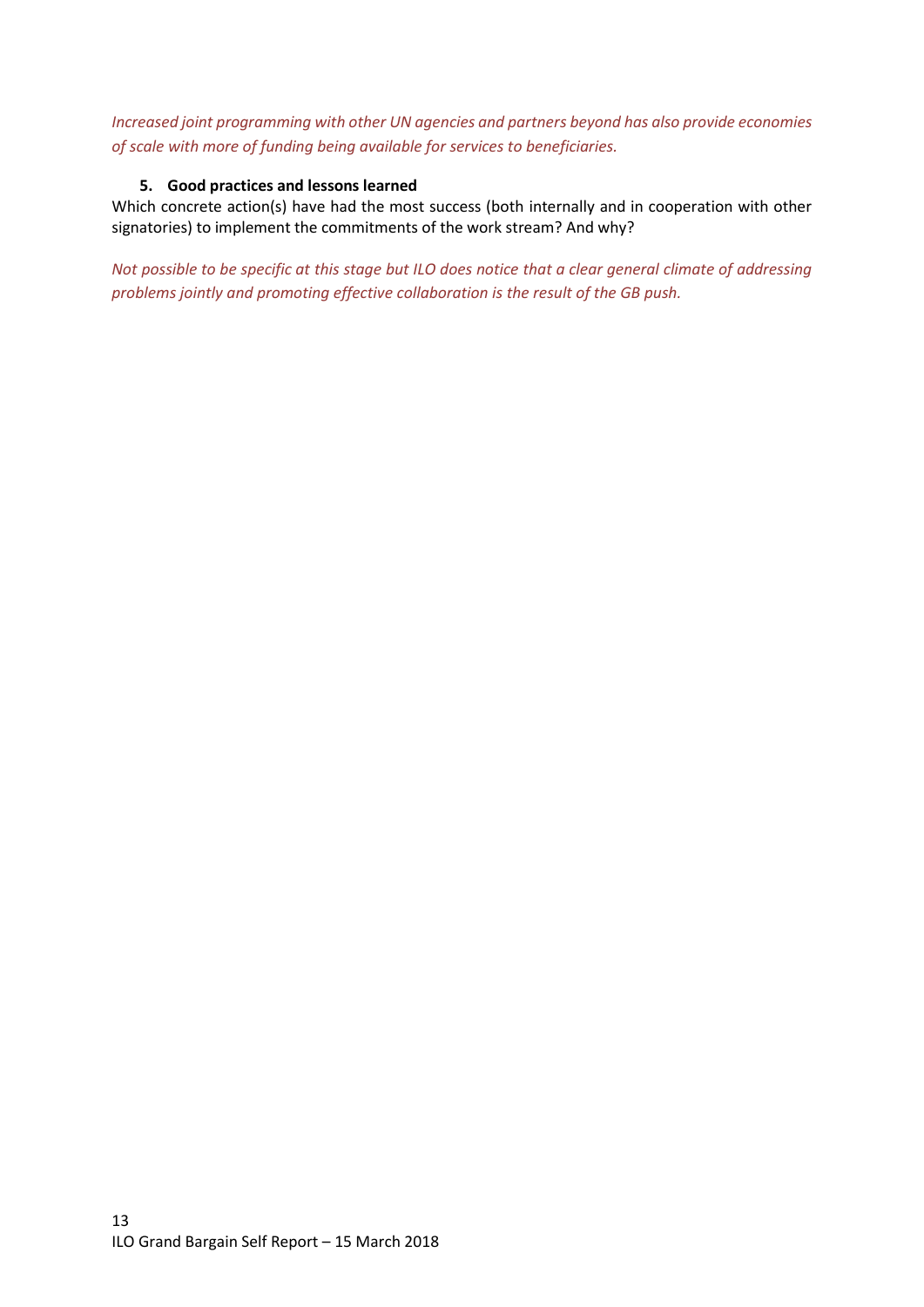*Increased joint programming with other UN agencies and partners beyond has also provide economies of scale with more of funding being available for services to beneficiaries.*

### 5. Good practices and lessons learned

Which concrete action(s) have had the most success (both internally and in cooperation with other signatories) to implement the commitments of the work stream? And why?

*Not possible to be specific at this stage but ILO does notice that a clear general climate of addressing problems jointly and promoting effective collaboration is the result of the GB push.*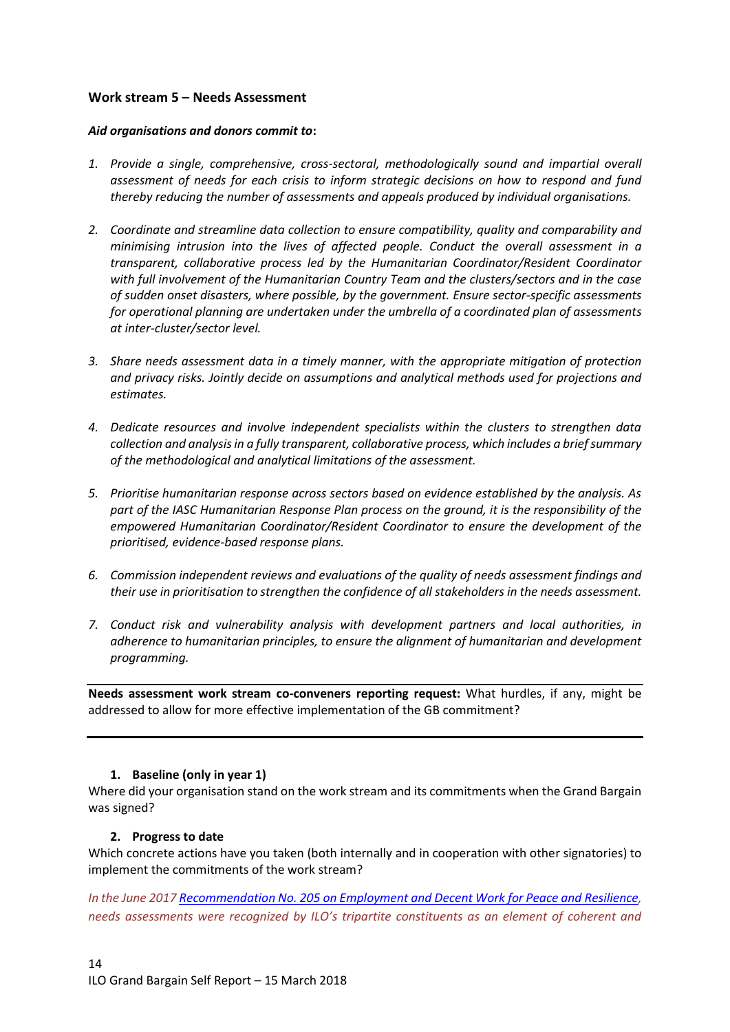### Work stream 5 – Needs Assessment

***Aid organisations and donors commit to*:**

1. *Provide a single, comprehensive, cross-sectoral, methodologically sound and impartial overall assessment of needs for each crisis to inform strategic decisions on how to respond and fund thereby reducing the number of assessments and appeals produced by individual organisations.*

2. *Coordinate and streamline data collection to ensure compatibility, quality and comparability and minimising intrusion into the lives of affected people. Conduct the overall assessment in a transparent, collaborative process led by the Humanitarian Coordinator/Resident Coordinator with full involvement of the Humanitarian Country Team and the clusters/sectors and in the case of sudden onset disasters, where possible, by the government. Ensure sector-specific assessments for operational planning are undertaken under the umbrella of a coordinated plan of assessments at inter-cluster/sector level.*

3. *Share needs assessment data in a timely manner, with the appropriate mitigation of protection and privacy risks. Jointly decide on assumptions and analytical methods used for projections and estimates.*

4. *Dedicate resources and involve independent specialists within the clusters to strengthen data collection and analysis in a fully transparent, collaborative process, which includes a brief summary of the methodological and analytical limitations of the assessment.*

5. *Prioritise humanitarian response across sectors based on evidence established by the analysis. As part of the IASC Humanitarian Response Plan process on the ground, it is the responsibility of the empowered Humanitarian Coordinator/Resident Coordinator to ensure the development of the prioritised, evidence-based response plans.*

6. *Commission independent reviews and evaluations of the quality of needs assessment findings and their use in prioritisation to strengthen the confidence of all stakeholders in the needs assessment.*

7. *Conduct risk and vulnerability analysis with development partners and local authorities, in adherence to humanitarian principles, to ensure the alignment of humanitarian and development programming.*

---

**Needs assessment work stream co-conveners reporting request:** What hurdles, if any, might be addressed to allow for more effective implementation of the GB commitment?

---

1. **Baseline (only in year 1)**

Where did your organisation stand on the work stream and its commitments when the Grand Bargain was signed?

2. **Progress to date**

Which concrete actions have you taken (both internally and in cooperation with other signatories) to implement the commitments of the work stream?

*In the June 2017 [Recommendation No. 205 on Employment and Decent Work for Peace and Resilience](), needs assessments were recognized by ILO's tripartite constituents as an element of coherent and*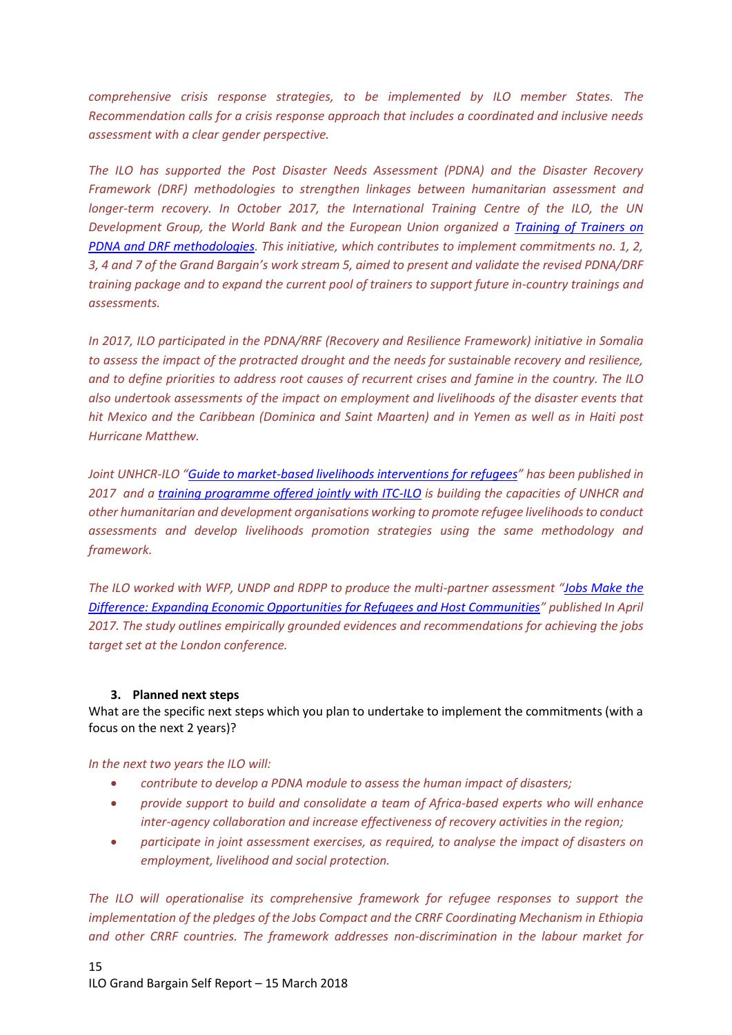*comprehensive crisis response strategies, to be implemented by ILO member States. The Recommendation calls for a crisis response approach that includes a coordinated and inclusive needs assessment with a clear gender perspective.*

*The ILO has supported the Post Disaster Needs Assessment (PDNA) and the Disaster Recovery Framework (DRF) methodologies to strengthen linkages between humanitarian assessment and longer-term recovery. In October 2017, the International Training Centre of the ILO, the UN Development Group, the World Bank and the European Union organized a [Training of Trainers on PDNA and DRF methodologies](). This initiative, which contributes to implement commitments no. 1, 2, 3, 4 and 7 of the Grand Bargain's work stream 5, aimed to present and validate the revised PDNA/DRF training package and to expand the current pool of trainers to support future in-country trainings and assessments.*

*In 2017, ILO participated in the PDNA/RRF (Recovery and Resilience Framework) initiative in Somalia to assess the impact of the protracted drought and the needs for sustainable recovery and resilience, and to define priorities to address root causes of recurrent crises and famine in the country. The ILO also undertook assessments of the impact on employment and livelihoods of the disaster events that hit Mexico and the Caribbean (Dominica and Saint Maarten) and in Yemen as well as in Haiti post Hurricane Matthew.*

*Joint UNHCR-ILO "[Guide to market-based livelihoods interventions for refugees]()" has been published in 2017 and a [training programme offered jointly with ITC-ILO]() is building the capacities of UNHCR and other humanitarian and development organisations working to promote refugee livelihoods to conduct assessments and develop livelihoods promotion strategies using the same methodology and framework.*

*The ILO worked with WFP, UNDP and RDPP to produce the multi-partner assessment "[Jobs Make the Difference: Expanding Economic Opportunities for Refugees and Host Communities]()" published In April 2017. The study outlines empirically grounded evidences and recommendations for achieving the jobs target set at the London conference.*

### 3. Planned next steps

What are the specific next steps which you plan to undertake to implement the commitments (with a focus on the next 2 years)?

*In the next two years the ILO will:*

- *contribute to develop a PDNA module to assess the human impact of disasters;*
- *provide support to build and consolidate a team of Africa-based experts who will enhance inter-agency collaboration and increase effectiveness of recovery activities in the region;*
- *participate in joint assessment exercises, as required, to analyse the impact of disasters on employment, livelihood and social protection.*

*The ILO will operationalise its comprehensive framework for refugee responses to support the implementation of the pledges of the Jobs Compact and the CRRF Coordinating Mechanism in Ethiopia and other CRRF countries. The framework addresses non-discrimination in the labour market for*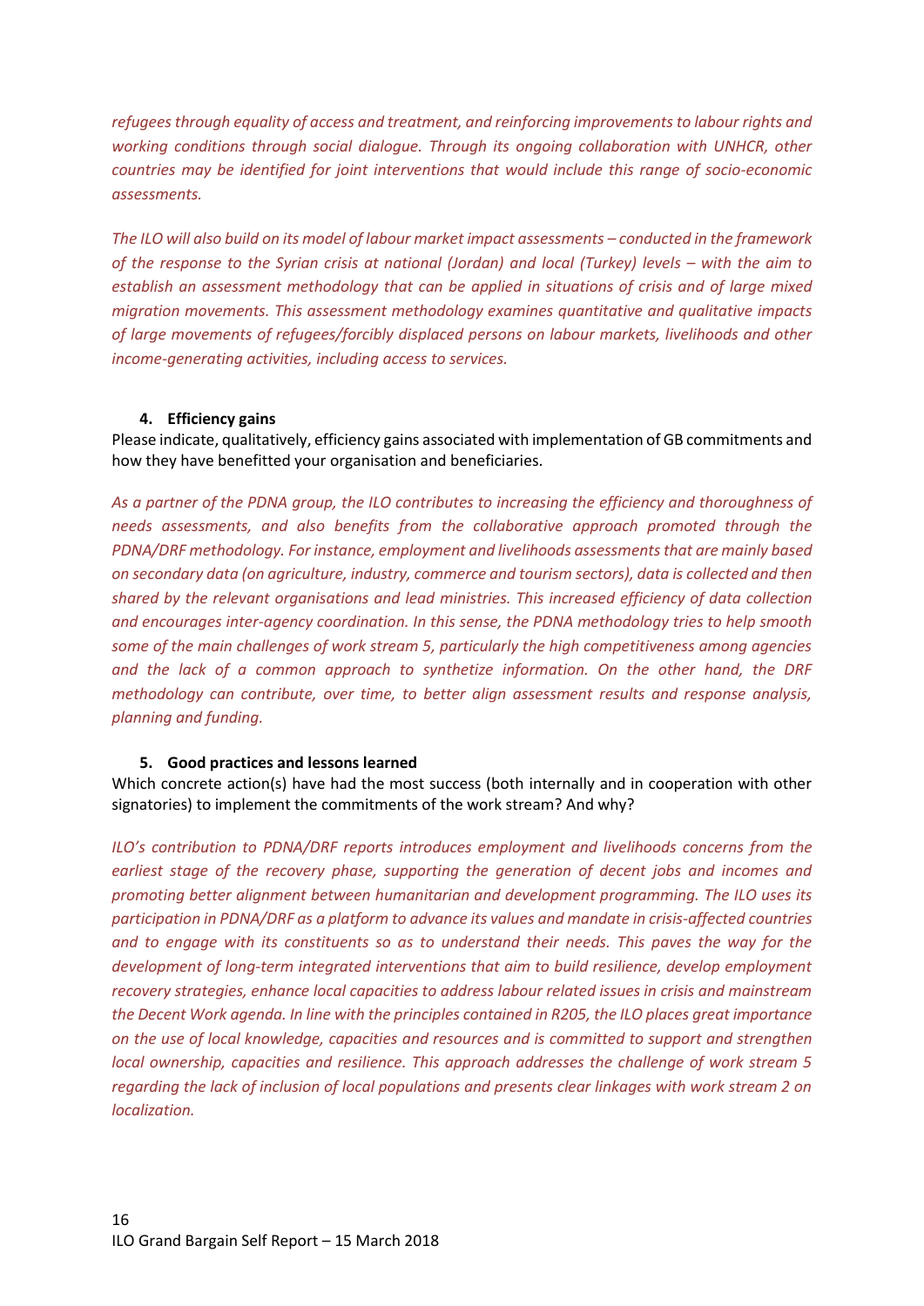*refugees through equality of access and treatment, and reinforcing improvements to labour rights and working conditions through social dialogue. Through its ongoing collaboration with UNHCR, other countries may be identified for joint interventions that would include this range of socio-economic assessments.*

*The ILO will also build on its model of labour market impact assessments – conducted in the framework of the response to the Syrian crisis at national (Jordan) and local (Turkey) levels – with the aim to establish an assessment methodology that can be applied in situations of crisis and of large mixed migration movements. This assessment methodology examines quantitative and qualitative impacts of large movements of refugees/forcibly displaced persons on labour markets, livelihoods and other income-generating activities, including access to services.*

**4. Efficiency gains**

Please indicate, qualitatively, efficiency gains associated with implementation of GB commitments and how they have benefitted your organisation and beneficiaries.

*As a partner of the PDNA group, the ILO contributes to increasing the efficiency and thoroughness of needs assessments, and also benefits from the collaborative approach promoted through the PDNA/DRF methodology. For instance, employment and livelihoods assessments that are mainly based on secondary data (on agriculture, industry, commerce and tourism sectors), data is collected and then shared by the relevant organisations and lead ministries. This increased efficiency of data collection and encourages inter-agency coordination. In this sense, the PDNA methodology tries to help smooth some of the main challenges of work stream 5, particularly the high competitiveness among agencies and the lack of a common approach to synthetize information. On the other hand, the DRF methodology can contribute, over time, to better align assessment results and response analysis, planning and funding.*

**5. Good practices and lessons learned**

Which concrete action(s) have had the most success (both internally and in cooperation with other signatories) to implement the commitments of the work stream? And why?

*ILO's contribution to PDNA/DRF reports introduces employment and livelihoods concerns from the earliest stage of the recovery phase, supporting the generation of decent jobs and incomes and promoting better alignment between humanitarian and development programming. The ILO uses its participation in PDNA/DRF as a platform to advance its values and mandate in crisis-affected countries and to engage with its constituents so as to understand their needs. This paves the way for the development of long-term integrated interventions that aim to build resilience, develop employment recovery strategies, enhance local capacities to address labour related issues in crisis and mainstream the Decent Work agenda. In line with the principles contained in R205, the ILO places great importance on the use of local knowledge, capacities and resources and is committed to support and strengthen local ownership, capacities and resilience. This approach addresses the challenge of work stream 5 regarding the lack of inclusion of local populations and presents clear linkages with work stream 2 on localization.*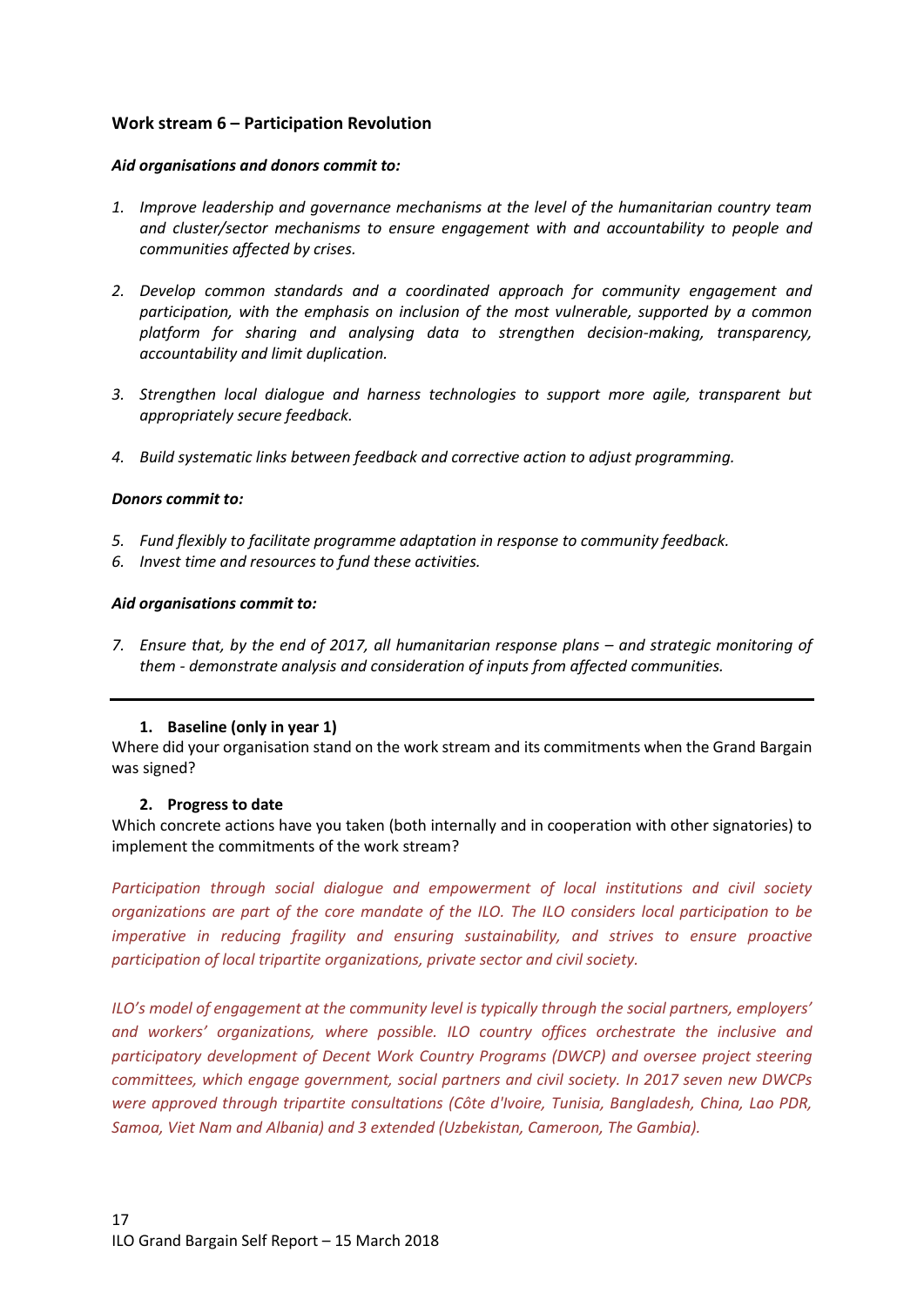### Work stream 6 – Participation Revolution

***Aid organisations and donors commit to:***

1. *Improve leadership and governance mechanisms at the level of the humanitarian country team and cluster/sector mechanisms to ensure engagement with and accountability to people and communities affected by crises.*
2. *Develop common standards and a coordinated approach for community engagement and participation, with the emphasis on inclusion of the most vulnerable, supported by a common platform for sharing and analysing data to strengthen decision-making, transparency, accountability and limit duplication.*
3. *Strengthen local dialogue and harness technologies to support more agile, transparent but appropriately secure feedback.*
4. *Build systematic links between feedback and corrective action to adjust programming.*

***Donors commit to:***

5. *Fund flexibly to facilitate programme adaptation in response to community feedback.*
6. *Invest time and resources to fund these activities.*

***Aid organisations commit to:***

7. *Ensure that, by the end of 2017, all humanitarian response plans – and strategic monitoring of them - demonstrate analysis and consideration of inputs from affected communities.*

---

**1. Baseline (only in year 1)**

Where did your organisation stand on the work stream and its commitments when the Grand Bargain was signed?

**2. Progress to date**

Which concrete actions have you taken (both internally and in cooperation with other signatories) to implement the commitments of the work stream?

*Participation through social dialogue and empowerment of local institutions and civil society organizations are part of the core mandate of the ILO. The ILO considers local participation to be imperative in reducing fragility and ensuring sustainability, and strives to ensure proactive participation of local tripartite organizations, private sector and civil society.*

*ILO's model of engagement at the community level is typically through the social partners, employers' and workers' organizations, where possible. ILO country offices orchestrate the inclusive and participatory development of Decent Work Country Programs (DWCP) and oversee project steering committees, which engage government, social partners and civil society. In 2017 seven new DWCPs were approved through tripartite consultations (Côte d'Ivoire, Tunisia, Bangladesh, China, Lao PDR, Samoa, Viet Nam and Albania) and 3 extended (Uzbekistan, Cameroon, The Gambia).*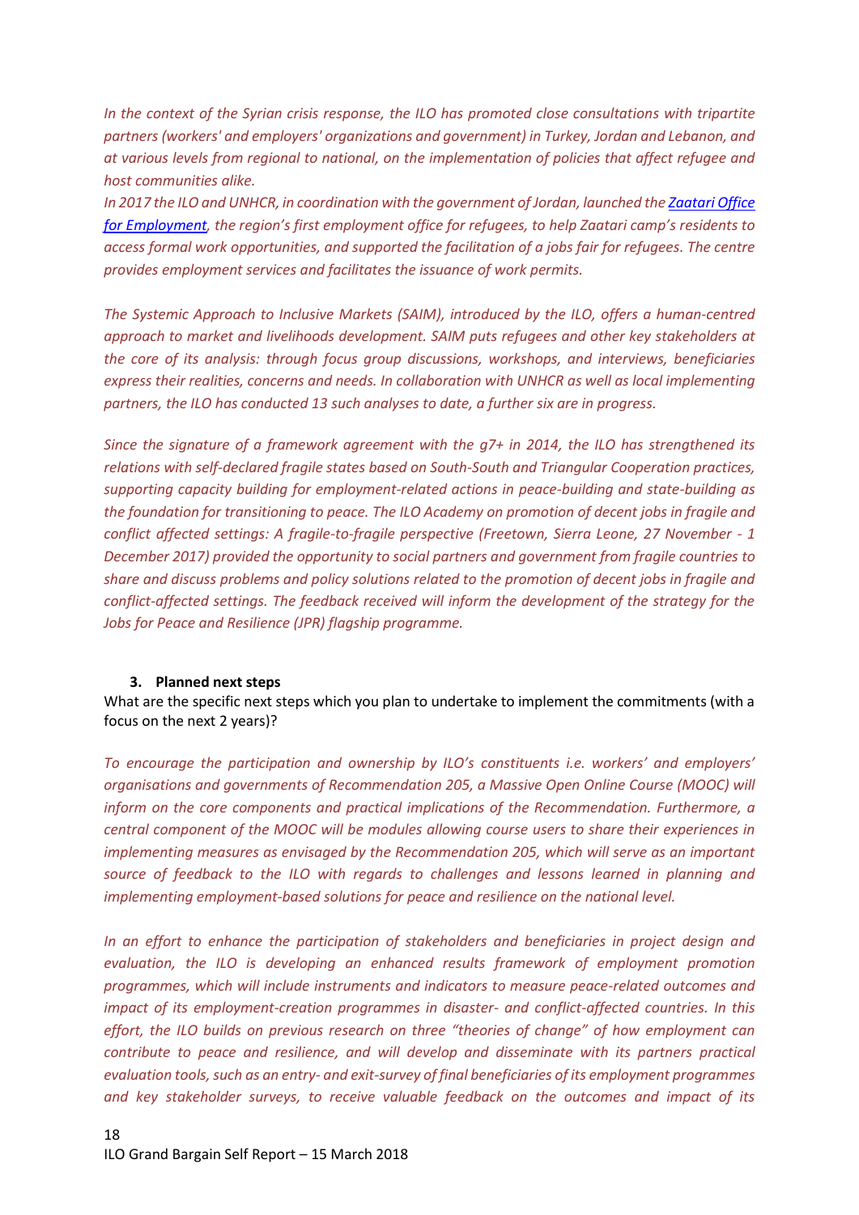*In the context of the Syrian crisis response, the ILO has promoted close consultations with tripartite partners (workers' and employers' organizations and government) in Turkey, Jordan and Lebanon, and at various levels from regional to national, on the implementation of policies that affect refugee and host communities alike.*

*In 2017 the ILO and UNHCR, in coordination with the government of Jordan, launched the [Zaatari Office for Employment](), the region's first employment office for refugees, to help Zaatari camp's residents to access formal work opportunities, and supported the facilitation of a jobs fair for refugees. The centre provides employment services and facilitates the issuance of work permits.*

*The Systemic Approach to Inclusive Markets (SAIM), introduced by the ILO, offers a human-centred approach to market and livelihoods development. SAIM puts refugees and other key stakeholders at the core of its analysis: through focus group discussions, workshops, and interviews, beneficiaries express their realities, concerns and needs. In collaboration with UNHCR as well as local implementing partners, the ILO has conducted 13 such analyses to date, a further six are in progress.*

*Since the signature of a framework agreement with the g7+ in 2014, the ILO has strengthened its relations with self-declared fragile states based on South-South and Triangular Cooperation practices, supporting capacity building for employment-related actions in peace-building and state-building as the foundation for transitioning to peace. The ILO Academy on promotion of decent jobs in fragile and conflict affected settings: A fragile-to-fragile perspective (Freetown, Sierra Leone, 27 November - 1 December 2017) provided the opportunity to social partners and government from fragile countries to share and discuss problems and policy solutions related to the promotion of decent jobs in fragile and conflict-affected settings. The feedback received will inform the development of the strategy for the Jobs for Peace and Resilience (JPR) flagship programme.*

**3. Planned next steps**

What are the specific next steps which you plan to undertake to implement the commitments (with a focus on the next 2 years)?

*To encourage the participation and ownership by ILO's constituents i.e. workers' and employers' organisations and governments of Recommendation 205, a Massive Open Online Course (MOOC) will inform on the core components and practical implications of the Recommendation. Furthermore, a central component of the MOOC will be modules allowing course users to share their experiences in implementing measures as envisaged by the Recommendation 205, which will serve as an important source of feedback to the ILO with regards to challenges and lessons learned in planning and implementing employment-based solutions for peace and resilience on the national level.*

*In an effort to enhance the participation of stakeholders and beneficiaries in project design and evaluation, the ILO is developing an enhanced results framework of employment promotion programmes, which will include instruments and indicators to measure peace-related outcomes and impact of its employment-creation programmes in disaster- and conflict-affected countries. In this effort, the ILO builds on previous research on three "theories of change" of how employment can contribute to peace and resilience, and will develop and disseminate with its partners practical evaluation tools, such as an entry- and exit-survey of final beneficiaries of its employment programmes and key stakeholder surveys, to receive valuable feedback on the outcomes and impact of its*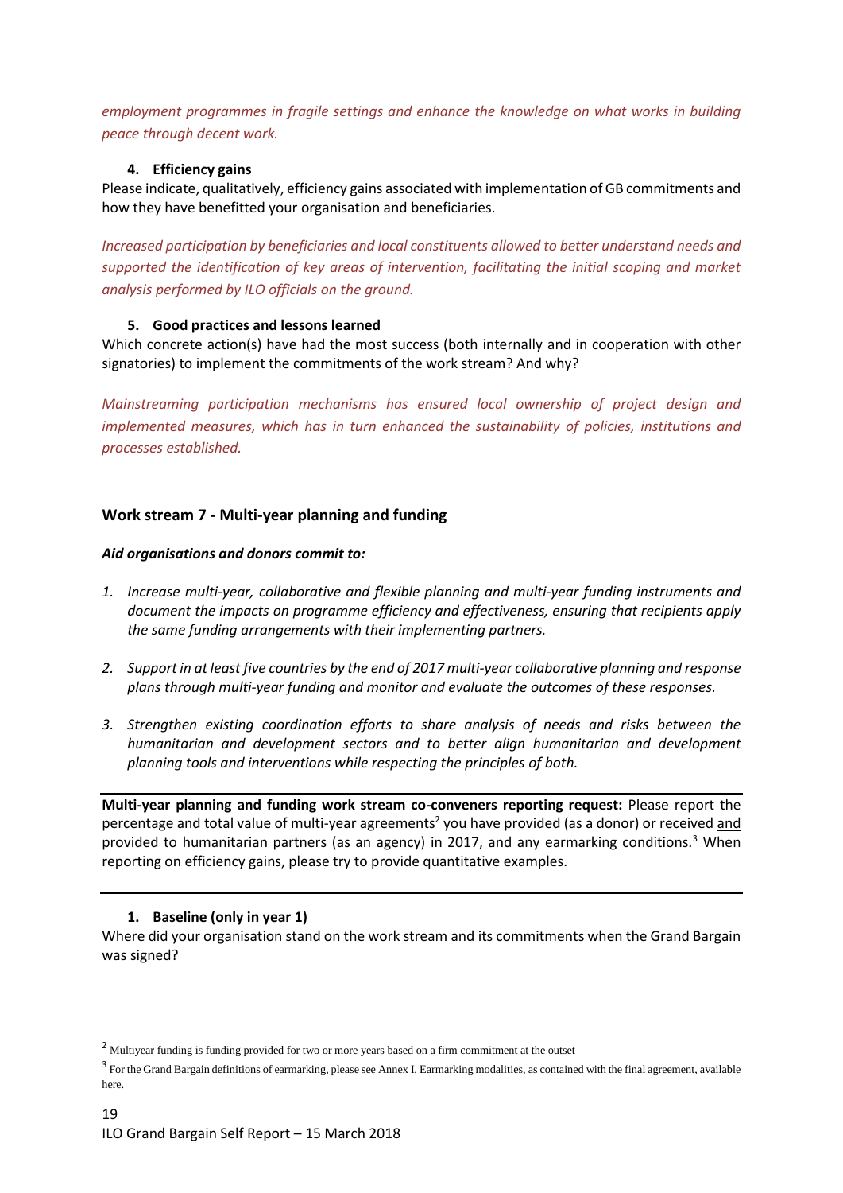*employment programmes in fragile settings and enhance the knowledge on what works in building peace through decent work.*

**4. Efficiency gains**

Please indicate, qualitatively, efficiency gains associated with implementation of GB commitments and how they have benefitted your organisation and beneficiaries.

*Increased participation by beneficiaries and local constituents allowed to better understand needs and supported the identification of key areas of intervention, facilitating the initial scoping and market analysis performed by ILO officials on the ground.*

**5. Good practices and lessons learned**

Which concrete action(s) have had the most success (both internally and in cooperation with other signatories) to implement the commitments of the work stream? And why?

*Mainstreaming participation mechanisms has ensured local ownership of project design and implemented measures, which has in turn enhanced the sustainability of policies, institutions and processes established.*

### Work stream 7 - Multi-year planning and funding

***Aid organisations and donors commit to:***

1. *Increase multi-year, collaborative and flexible planning and multi-year funding instruments and document the impacts on programme efficiency and effectiveness, ensuring that recipients apply the same funding arrangements with their implementing partners.*
2. *Support in at least five countries by the end of 2017 multi-year collaborative planning and response plans through multi-year funding and monitor and evaluate the outcomes of these responses.*
3. *Strengthen existing coordination efforts to share analysis of needs and risks between the humanitarian and development sectors and to better align humanitarian and development planning tools and interventions while respecting the principles of both.*

**Multi-year planning and funding work stream co-conveners reporting request:** Please report the percentage and total value of multi-year agreements[2] you have provided (as a donor) or received and provided to humanitarian partners (as an agency) in 2017, and any earmarking conditions.[3] When reporting on efficiency gains, please try to provide quantitative examples.

**1. Baseline (only in year 1)**

Where did your organisation stand on the work stream and its commitments when the Grand Bargain was signed?

[2] Multiyear funding is funding provided for two or more years based on a firm commitment at the outset

[3] For the Grand Bargain definitions of earmarking, please see Annex I. Earmarking modalities, as contained with the final agreement, available here.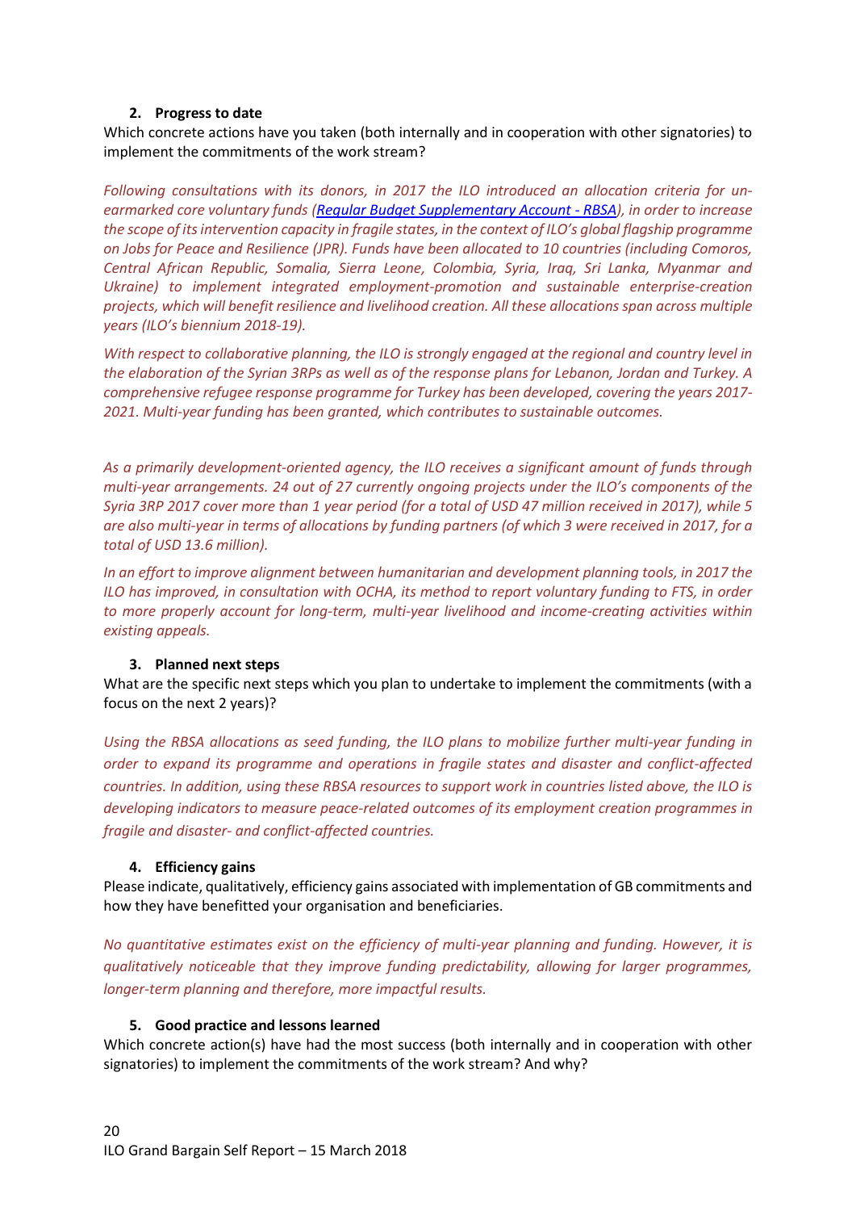2. **Progress to date**

Which concrete actions have you taken (both internally and in cooperation with other signatories) to implement the commitments of the work stream?

*Following consultations with its donors, in 2017 the ILO introduced an allocation criteria for un-earmarked core voluntary funds ([Regular Budget Supplementary Account - RBSA]), in order to increase the scope of its intervention capacity in fragile states, in the context of ILO's global flagship programme on Jobs for Peace and Resilience (JPR). Funds have been allocated to 10 countries (including Comoros, Central African Republic, Somalia, Sierra Leone, Colombia, Syria, Iraq, Sri Lanka, Myanmar and Ukraine) to implement integrated employment-promotion and sustainable enterprise-creation projects, which will benefit resilience and livelihood creation. All these allocations span across multiple years (ILO's biennium 2018-19).*

*With respect to collaborative planning, the ILO is strongly engaged at the regional and country level in the elaboration of the Syrian 3RPs as well as of the response plans for Lebanon, Jordan and Turkey. A comprehensive refugee response programme for Turkey has been developed, covering the years 2017-2021. Multi-year funding has been granted, which contributes to sustainable outcomes.*

*As a primarily development-oriented agency, the ILO receives a significant amount of funds through multi-year arrangements. 24 out of 27 currently ongoing projects under the ILO's components of the Syria 3RP 2017 cover more than 1 year period (for a total of USD 47 million received in 2017), while 5 are also multi-year in terms of allocations by funding partners (of which 3 were received in 2017, for a total of USD 13.6 million).*

*In an effort to improve alignment between humanitarian and development planning tools, in 2017 the ILO has improved, in consultation with OCHA, its method to report voluntary funding to FTS, in order to more properly account for long-term, multi-year livelihood and income-creating activities within existing appeals.*

3. **Planned next steps**

What are the specific next steps which you plan to undertake to implement the commitments (with a focus on the next 2 years)?

*Using the RBSA allocations as seed funding, the ILO plans to mobilize further multi-year funding in order to expand its programme and operations in fragile states and disaster and conflict-affected countries. In addition, using these RBSA resources to support work in countries listed above, the ILO is developing indicators to measure peace-related outcomes of its employment creation programmes in fragile and disaster- and conflict-affected countries.*

4. **Efficiency gains**

Please indicate, qualitatively, efficiency gains associated with implementation of GB commitments and how they have benefitted your organisation and beneficiaries.

*No quantitative estimates exist on the efficiency of multi-year planning and funding. However, it is qualitatively noticeable that they improve funding predictability, allowing for larger programmes, longer-term planning and therefore, more impactful results.*

5. **Good practice and lessons learned**

Which concrete action(s) have had the most success (both internally and in cooperation with other signatories) to implement the commitments of the work stream? And why?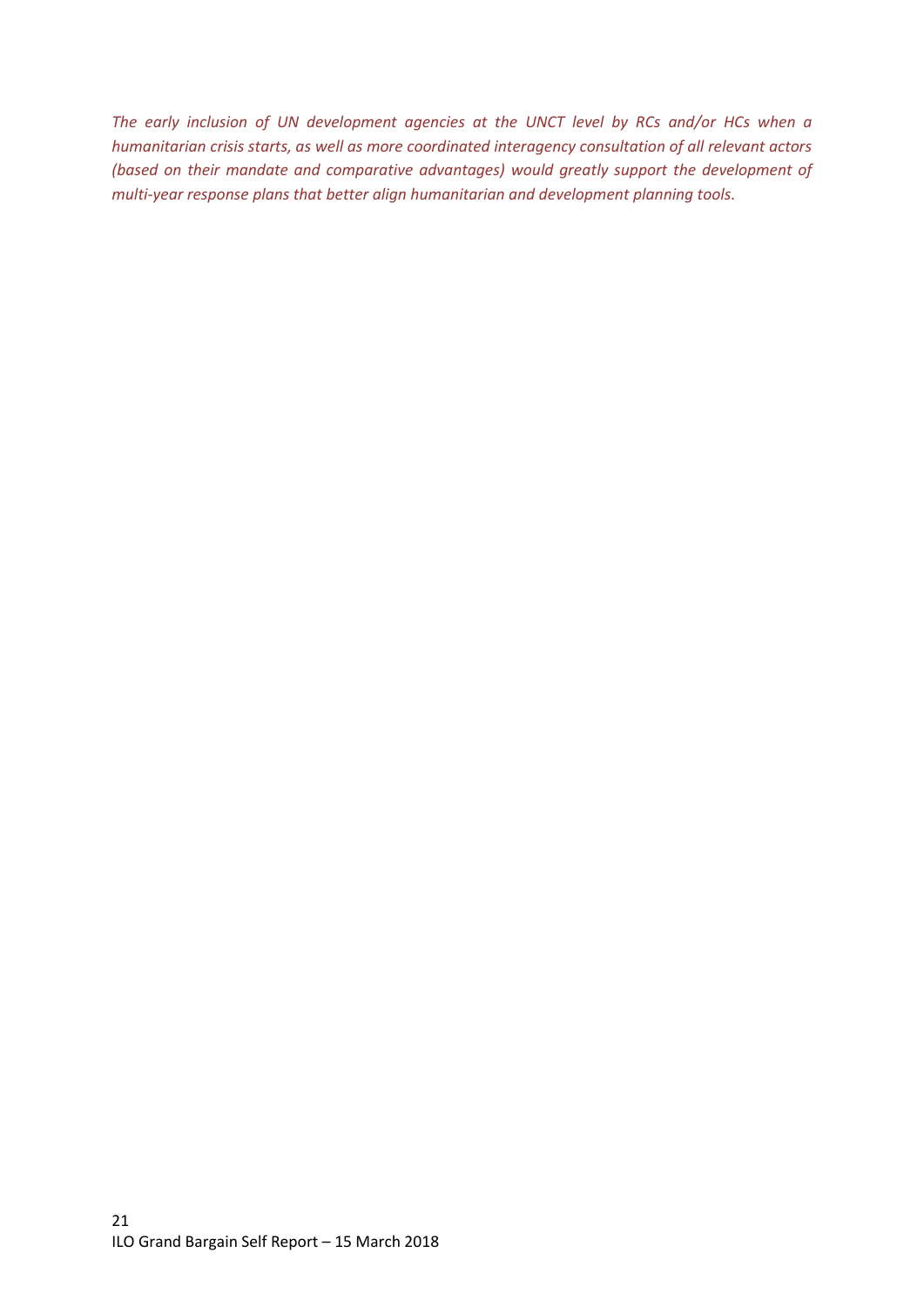*The early inclusion of UN development agencies at the UNCT level by RCs and/or HCs when a humanitarian crisis starts, as well as more coordinated interagency consultation of all relevant actors (based on their mandate and comparative advantages) would greatly support the development of multi-year response plans that better align humanitarian and development planning tools.*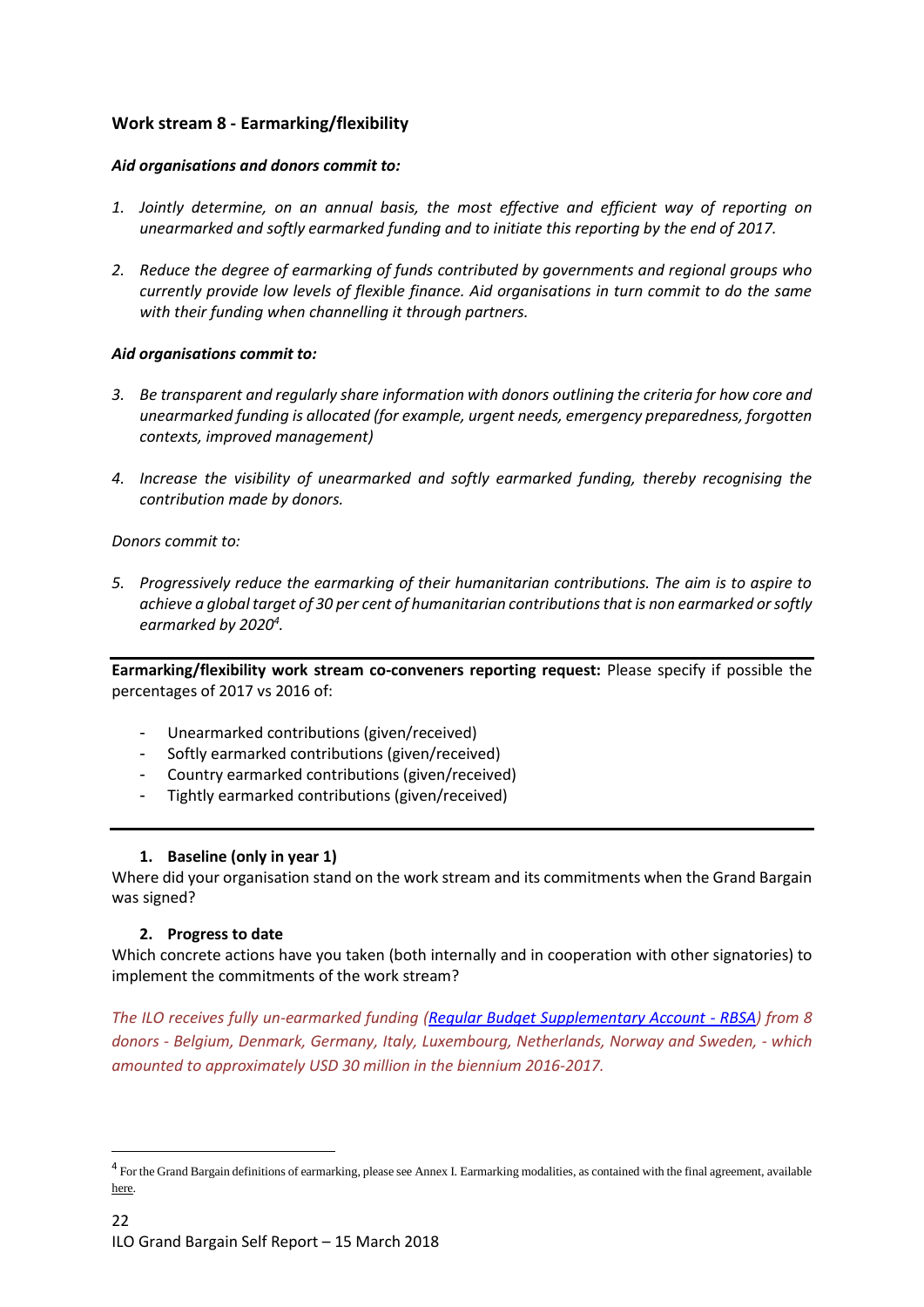## Work stream 8 - Earmarking/flexibility

***Aid organisations and donors commit to:***

1. *Jointly determine, on an annual basis, the most effective and efficient way of reporting on unearmarked and softly earmarked funding and to initiate this reporting by the end of 2017.*

2. *Reduce the degree of earmarking of funds contributed by governments and regional groups who currently provide low levels of flexible finance. Aid organisations in turn commit to do the same with their funding when channelling it through partners.*

***Aid organisations commit to:***

3. *Be transparent and regularly share information with donors outlining the criteria for how core and unearmarked funding is allocated (for example, urgent needs, emergency preparedness, forgotten contexts, improved management)*

4. *Increase the visibility of unearmarked and softly earmarked funding, thereby recognising the contribution made by donors.*

*Donors commit to:*

5. *Progressively reduce the earmarking of their humanitarian contributions. The aim is to aspire to achieve a global target of 30 per cent of humanitarian contributions that is non earmarked or softly earmarked by 2020[4].*

---

**Earmarking/flexibility work stream co-conveners reporting request:** Please specify if possible the percentages of 2017 vs 2016 of:

- Unearmarked contributions (given/received)
- Softly earmarked contributions (given/received)
- Country earmarked contributions (given/received)
- Tightly earmarked contributions (given/received)

---

### 1. Baseline (only in year 1)

Where did your organisation stand on the work stream and its commitments when the Grand Bargain was signed?

### 2. Progress to date

Which concrete actions have you taken (both internally and in cooperation with other signatories) to implement the commitments of the work stream?

*The ILO receives fully un-earmarked funding (Regular Budget Supplementary Account - RBSA) from 8 donors - Belgium, Denmark, Germany, Italy, Luxembourg, Netherlands, Norway and Sweden, - which amounted to approximately USD 30 million in the biennium 2016-2017.*

[4] For the Grand Bargain definitions of earmarking, please see Annex I. Earmarking modalities, as contained with the final agreement, available here.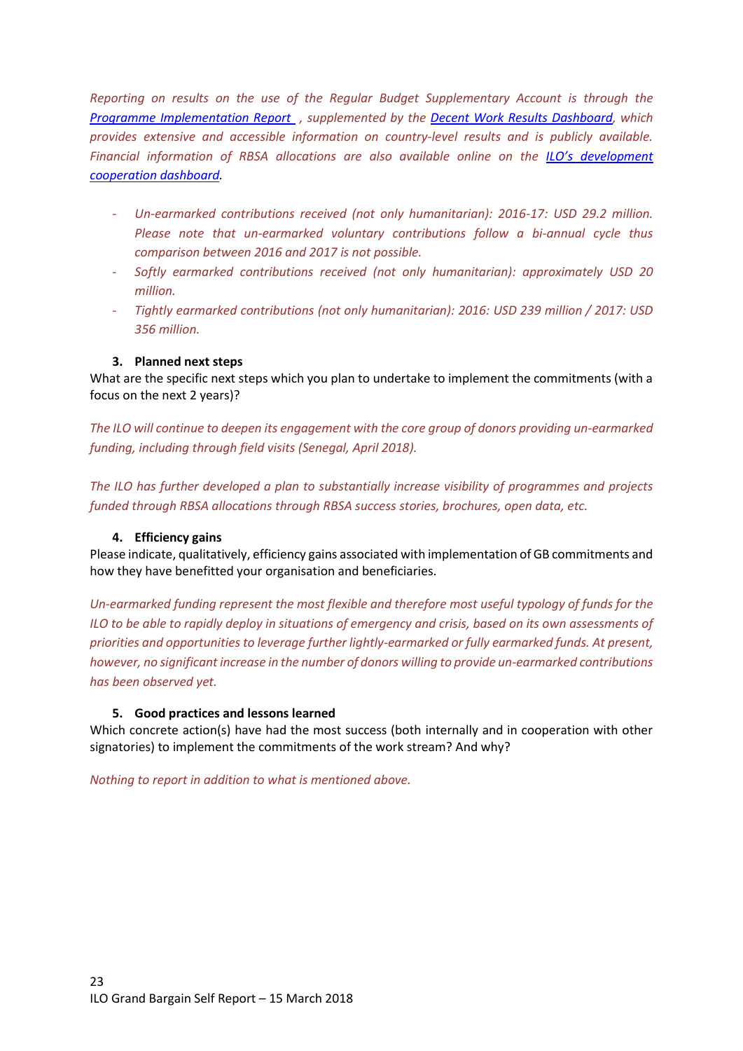*Reporting on results on the use of the Regular Budget Supplementary Account is through the [Programme Implementation Report](), supplemented by the [Decent Work Results Dashboard](), which provides extensive and accessible information on country-level results and is publicly available. Financial information of RBSA allocations are also available online on the [ILO's development cooperation dashboard]().*

- *Un-earmarked contributions received (not only humanitarian): 2016-17: USD 29.2 million. Please note that un-earmarked voluntary contributions follow a bi-annual cycle thus comparison between 2016 and 2017 is not possible.*
- *Softly earmarked contributions received (not only humanitarian): approximately USD 20 million.*
- *Tightly earmarked contributions (not only humanitarian): 2016: USD 239 million / 2017: USD 356 million.*

### 3. Planned next steps

What are the specific next steps which you plan to undertake to implement the commitments (with a focus on the next 2 years)?

*The ILO will continue to deepen its engagement with the core group of donors providing un-earmarked funding, including through field visits (Senegal, April 2018).*

*The ILO has further developed a plan to substantially increase visibility of programmes and projects funded through RBSA allocations through RBSA success stories, brochures, open data, etc.*

### 4. Efficiency gains

Please indicate, qualitatively, efficiency gains associated with implementation of GB commitments and how they have benefitted your organisation and beneficiaries.

*Un-earmarked funding represent the most flexible and therefore most useful typology of funds for the ILO to be able to rapidly deploy in situations of emergency and crisis, based on its own assessments of priorities and opportunities to leverage further lightly-earmarked or fully earmarked funds. At present, however, no significant increase in the number of donors willing to provide un-earmarked contributions has been observed yet.*

### 5. Good practices and lessons learned

Which concrete action(s) have had the most success (both internally and in cooperation with other signatories) to implement the commitments of the work stream? And why?

*Nothing to report in addition to what is mentioned above.*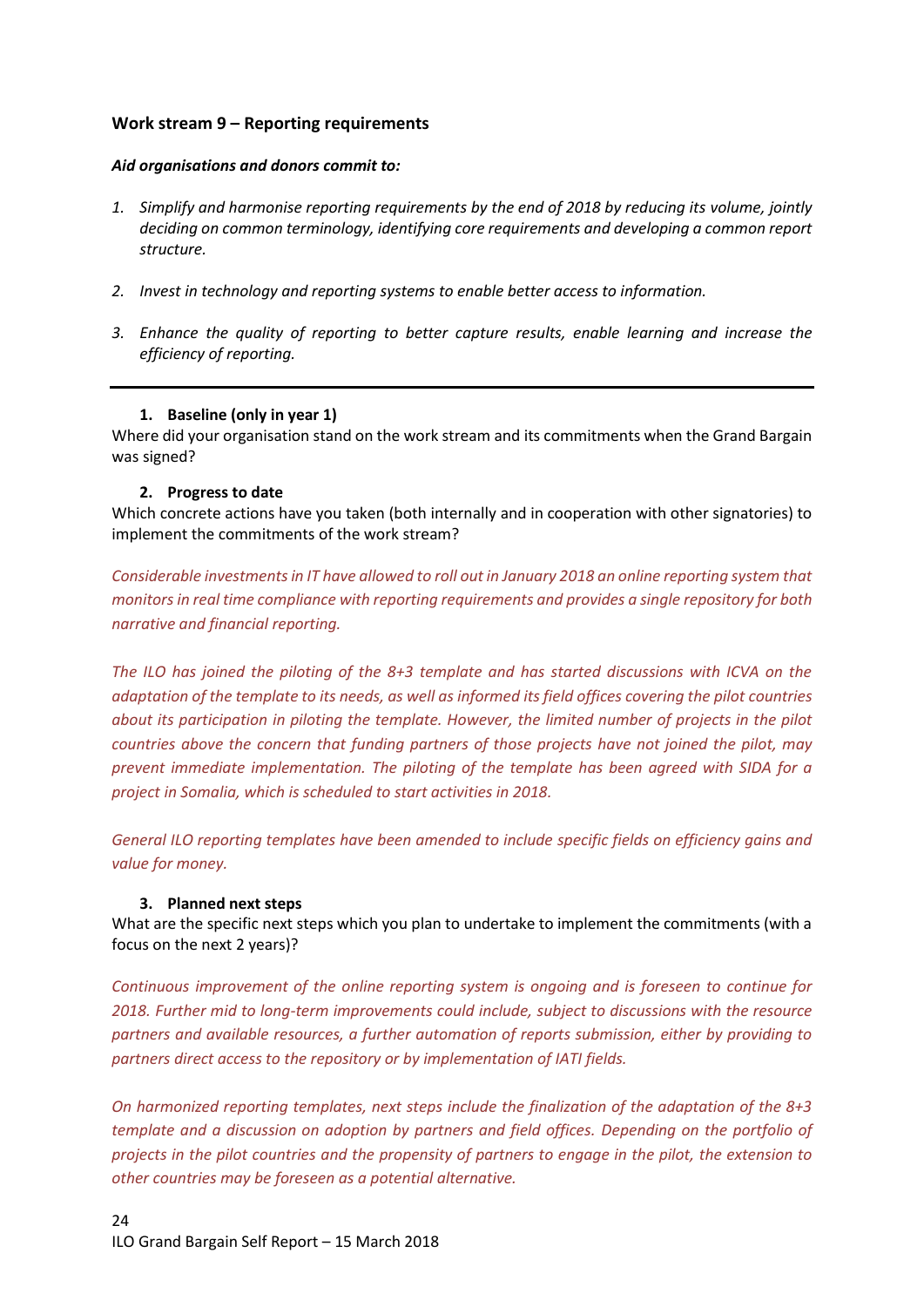### Work stream 9 – Reporting requirements

***Aid organisations and donors commit to:***

1. *Simplify and harmonise reporting requirements by the end of 2018 by reducing its volume, jointly deciding on common terminology, identifying core requirements and developing a common report structure.*

2. *Invest in technology and reporting systems to enable better access to information.*

3. *Enhance the quality of reporting to better capture results, enable learning and increase the efficiency of reporting.*

---

1. **Baseline (only in year 1)**

Where did your organisation stand on the work stream and its commitments when the Grand Bargain was signed?

2. **Progress to date**

Which concrete actions have you taken (both internally and in cooperation with other signatories) to implement the commitments of the work stream?

*Considerable investments in IT have allowed to roll out in January 2018 an online reporting system that monitors in real time compliance with reporting requirements and provides a single repository for both narrative and financial reporting.*

*The ILO has joined the piloting of the 8+3 template and has started discussions with ICVA on the adaptation of the template to its needs, as well as informed its field offices covering the pilot countries about its participation in piloting the template. However, the limited number of projects in the pilot countries above the concern that funding partners of those projects have not joined the pilot, may prevent immediate implementation. The piloting of the template has been agreed with SIDA for a project in Somalia, which is scheduled to start activities in 2018.*

*General ILO reporting templates have been amended to include specific fields on efficiency gains and value for money.*

3. **Planned next steps**

What are the specific next steps which you plan to undertake to implement the commitments (with a focus on the next 2 years)?

*Continuous improvement of the online reporting system is ongoing and is foreseen to continue for 2018. Further mid to long-term improvements could include, subject to discussions with the resource partners and available resources, a further automation of reports submission, either by providing to partners direct access to the repository or by implementation of IATI fields.*

*On harmonized reporting templates, next steps include the finalization of the adaptation of the 8+3 template and a discussion on adoption by partners and field offices. Depending on the portfolio of projects in the pilot countries and the propensity of partners to engage in the pilot, the extension to other countries may be foreseen as a potential alternative.*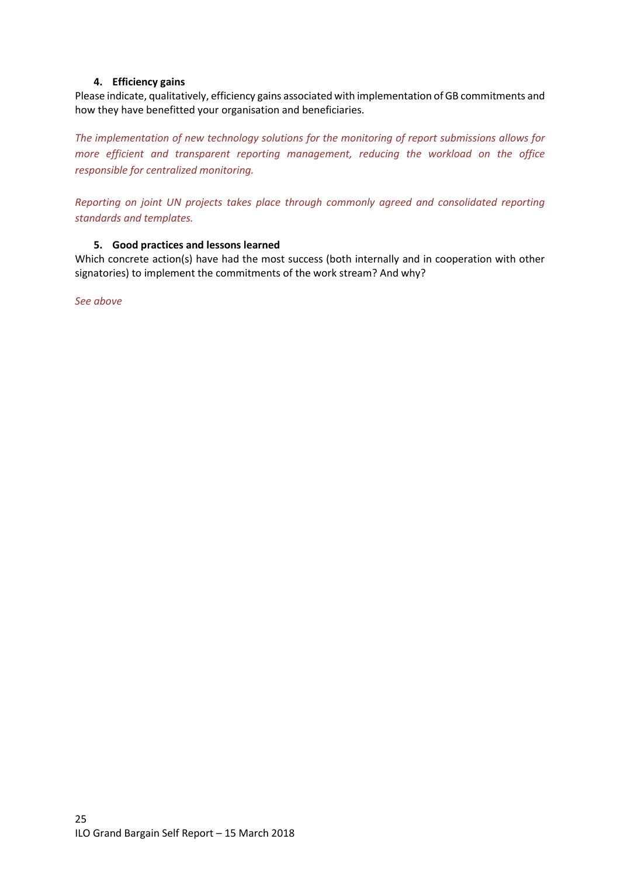#### 4. Efficiency gains

Please indicate, qualitatively, efficiency gains associated with implementation of GB commitments and how they have benefitted your organisation and beneficiaries.

*The implementation of new technology solutions for the monitoring of report submissions allows for more efficient and transparent reporting management, reducing the workload on the office responsible for centralized monitoring.*

*Reporting on joint UN projects takes place through commonly agreed and consolidated reporting standards and templates.*

#### 5. Good practices and lessons learned

Which concrete action(s) have had the most success (both internally and in cooperation with other signatories) to implement the commitments of the work stream? And why?

*See above*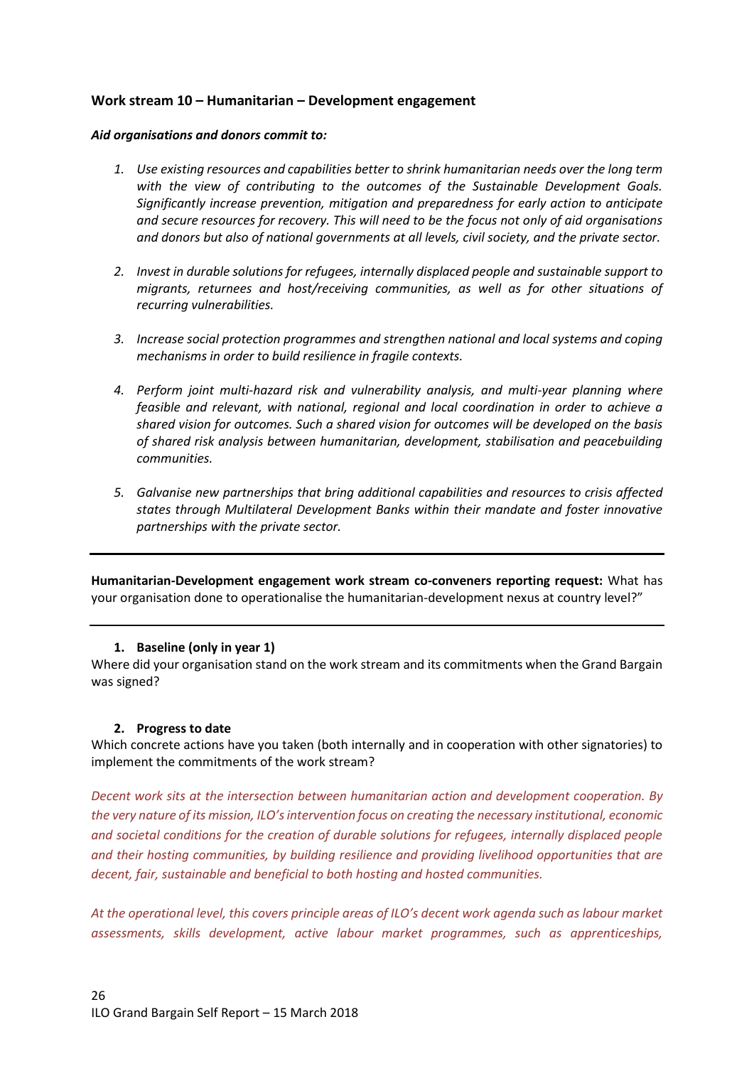### Work stream 10 – Humanitarian – Development engagement

***Aid organisations and donors commit to:***

1. *Use existing resources and capabilities better to shrink humanitarian needs over the long term with the view of contributing to the outcomes of the Sustainable Development Goals. Significantly increase prevention, mitigation and preparedness for early action to anticipate and secure resources for recovery. This will need to be the focus not only of aid organisations and donors but also of national governments at all levels, civil society, and the private sector.*

2. *Invest in durable solutions for refugees, internally displaced people and sustainable support to migrants, returnees and host/receiving communities, as well as for other situations of recurring vulnerabilities.*

3. *Increase social protection programmes and strengthen national and local systems and coping mechanisms in order to build resilience in fragile contexts.*

4. *Perform joint multi-hazard risk and vulnerability analysis, and multi-year planning where feasible and relevant, with national, regional and local coordination in order to achieve a shared vision for outcomes. Such a shared vision for outcomes will be developed on the basis of shared risk analysis between humanitarian, development, stabilisation and peacebuilding communities.*

5. *Galvanise new partnerships that bring additional capabilities and resources to crisis affected states through Multilateral Development Banks within their mandate and foster innovative partnerships with the private sector.*

---

**Humanitarian-Development engagement work stream co-conveners reporting request:** What has your organisation done to operationalise the humanitarian-development nexus at country level?"

---

1. **Baseline (only in year 1)**

Where did your organisation stand on the work stream and its commitments when the Grand Bargain was signed?

2. **Progress to date**

Which concrete actions have you taken (both internally and in cooperation with other signatories) to implement the commitments of the work stream?

*Decent work sits at the intersection between humanitarian action and development cooperation. By the very nature of its mission, ILO's intervention focus on creating the necessary institutional, economic and societal conditions for the creation of durable solutions for refugees, internally displaced people and their hosting communities, by building resilience and providing livelihood opportunities that are decent, fair, sustainable and beneficial to both hosting and hosted communities.*

*At the operational level, this covers principle areas of ILO's decent work agenda such as labour market assessments, skills development, active labour market programmes, such as apprenticeships,*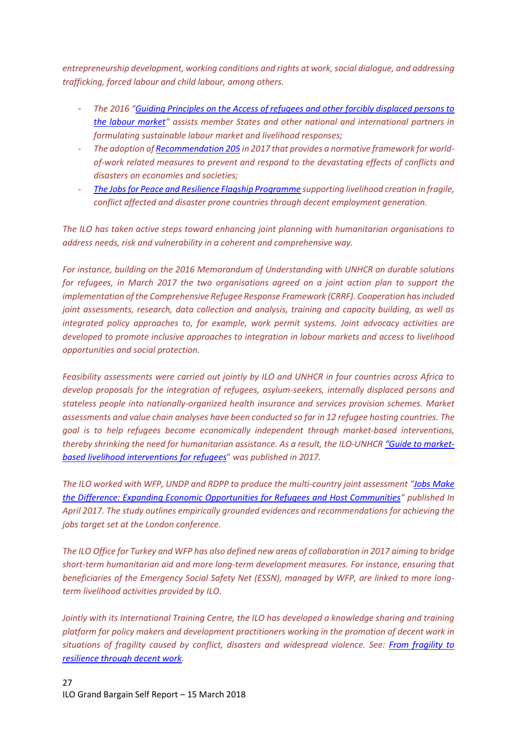*entrepreneurship development, working conditions and rights at work, social dialogue, and addressing trafficking, forced labour and child labour, among others.*

- *The 2016 "Guiding Principles on the Access of refugees and other forcibly displaced persons to the labour market" assists member States and other national and international partners in formulating sustainable labour market and livelihood responses;*
- *The adoption of Recommendation 205 in 2017 that provides a normative framework for world-of-work related measures to prevent and respond to the devastating effects of conflicts and disasters on economies and societies;*
- *The Jobs for Peace and Resilience Flagship Programme supporting livelihood creation in fragile, conflict affected and disaster prone countries through decent employment generation.*

*The ILO has taken active steps toward enhancing joint planning with humanitarian organisations to address needs, risk and vulnerability in a coherent and comprehensive way.*

*For instance, building on the 2016 Memorandum of Understanding with UNHCR on durable solutions for refugees, in March 2017 the two organisations agreed on a joint action plan to support the implementation of the Comprehensive Refugee Response Framework (CRRF). Cooperation has included joint assessments, research, data collection and analysis, training and capacity building, as well as integrated policy approaches to, for example, work permit systems. Joint advocacy activities are developed to promote inclusive approaches to integration in labour markets and access to livelihood opportunities and social protection.*

*Feasibility assessments were carried out jointly by ILO and UNHCR in four countries across Africa to develop proposals for the integration of refugees, asylum-seekers, internally displaced persons and stateless people into nationally-organized health insurance and services provision schemes. Market assessments and value chain analyses have been conducted so far in 12 refugee hosting countries. The goal is to help refugees become economically independent through market-based interventions, thereby shrinking the need for humanitarian assistance. As a result, the ILO-UNHCR "Guide to market-based livelihood interventions for refugees" was published in 2017.*

*The ILO worked with WFP, UNDP and RDPP to produce the multi-country joint assessment "Jobs Make the Difference: Expanding Economic Opportunities for Refugees and Host Communities" published In April 2017. The study outlines empirically grounded evidences and recommendations for achieving the jobs target set at the London conference.*

*The ILO Office for Turkey and WFP has also defined new areas of collaboration in 2017 aiming to bridge short-term humanitarian aid and more long-term development measures. For instance, ensuring that beneficiaries of the Emergency Social Safety Net (ESSN), managed by WFP, are linked to more long-term livelihood activities provided by ILO.*

*Jointly with its International Training Centre, the ILO has developed a knowledge sharing and training platform for policy makers and development practitioners working in the promotion of decent work in situations of fragility caused by conflict, disasters and widespread violence. See: From fragility to resilience through decent work.*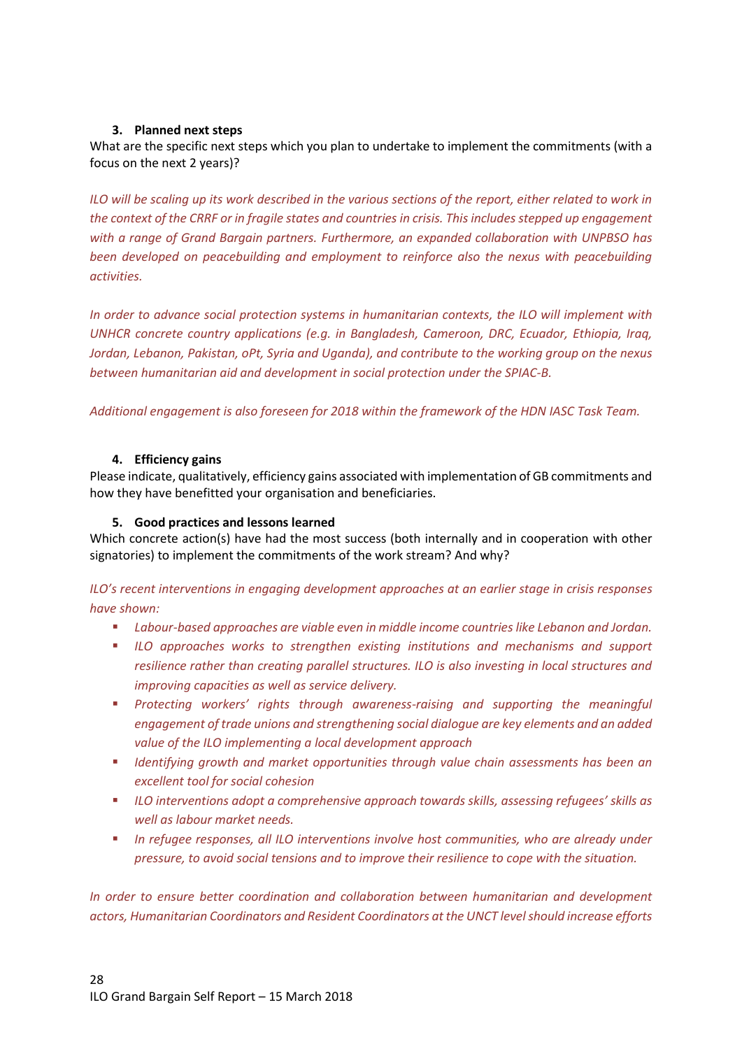**3. Planned next steps**

What are the specific next steps which you plan to undertake to implement the commitments (with a focus on the next 2 years)?

*ILO will be scaling up its work described in the various sections of the report, either related to work in the context of the CRRF or in fragile states and countries in crisis. This includes stepped up engagement with a range of Grand Bargain partners. Furthermore, an expanded collaboration with UNPBSO has been developed on peacebuilding and employment to reinforce also the nexus with peacebuilding activities.*

*In order to advance social protection systems in humanitarian contexts, the ILO will implement with UNHCR concrete country applications (e.g. in Bangladesh, Cameroon, DRC, Ecuador, Ethiopia, Iraq, Jordan, Lebanon, Pakistan, oPt, Syria and Uganda), and contribute to the working group on the nexus between humanitarian aid and development in social protection under the SPIAC-B.*

*Additional engagement is also foreseen for 2018 within the framework of the HDN IASC Task Team.*

**4. Efficiency gains**

Please indicate, qualitatively, efficiency gains associated with implementation of GB commitments and how they have benefitted your organisation and beneficiaries.

**5. Good practices and lessons learned**

Which concrete action(s) have had the most success (both internally and in cooperation with other signatories) to implement the commitments of the work stream? And why?

*ILO's recent interventions in engaging development approaches at an earlier stage in crisis responses have shown:*

- *Labour-based approaches are viable even in middle income countries like Lebanon and Jordan.*
- *ILO approaches works to strengthen existing institutions and mechanisms and support resilience rather than creating parallel structures. ILO is also investing in local structures and improving capacities as well as service delivery.*
- *Protecting workers' rights through awareness-raising and supporting the meaningful engagement of trade unions and strengthening social dialogue are key elements and an added value of the ILO implementing a local development approach*
- *Identifying growth and market opportunities through value chain assessments has been an excellent tool for social cohesion*
- *ILO interventions adopt a comprehensive approach towards skills, assessing refugees' skills as well as labour market needs.*
- *In refugee responses, all ILO interventions involve host communities, who are already under pressure, to avoid social tensions and to improve their resilience to cope with the situation.*

*In order to ensure better coordination and collaboration between humanitarian and development actors, Humanitarian Coordinators and Resident Coordinators at the UNCT level should increase efforts*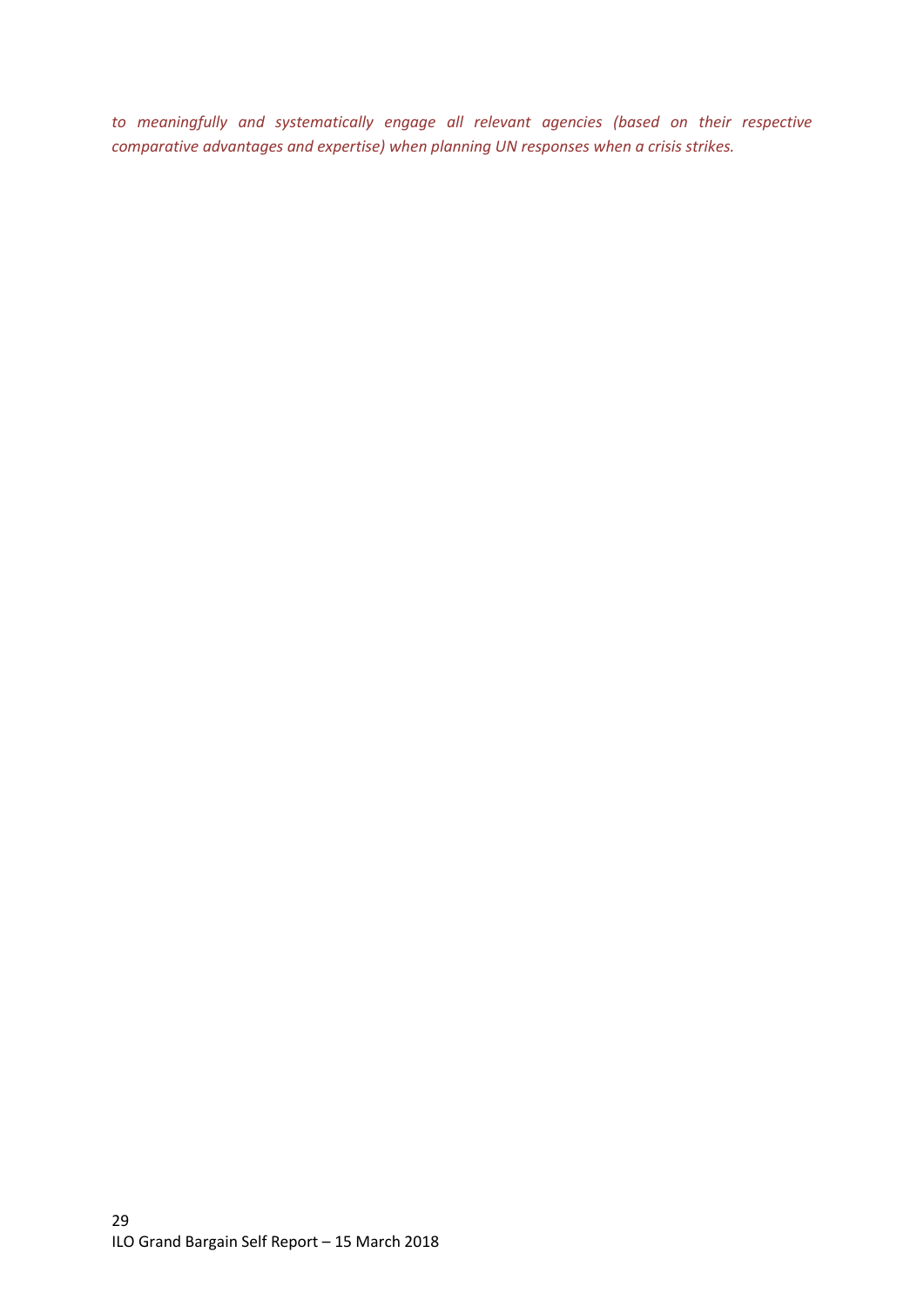*to meaningfully and systematically engage all relevant agencies (based on their respective comparative advantages and expertise) when planning UN responses when a crisis strikes.*